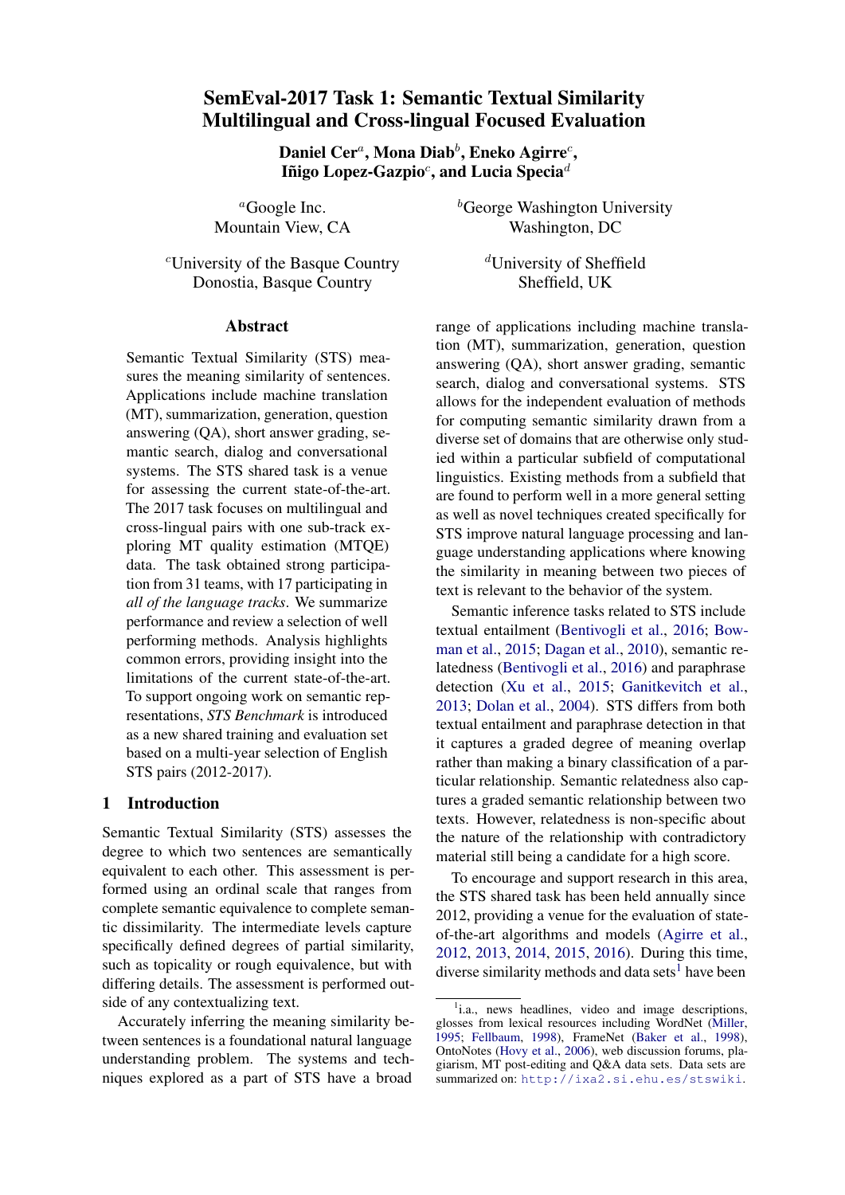# SemEval-2017 Task 1: Semantic Textual Similarity Multilingual and Cross-lingual Focused Evaluation

**Daniel Cer[a], Mona Diab[b], Eneko Agirre[c], Iñigo Lopez-Gazpio[c], and Lucia Specia[d]**

[a]Google Inc.
Mountain View, CA

[b]George Washington University
Washington, DC

[c]University of the Basque Country
Donostia, Basque Country

[d]University of Sheffield
Sheffield, UK

## Abstract

Semantic Textual Similarity (STS) measures the meaning similarity of sentences. Applications include machine translation (MT), summarization, generation, question answering (QA), short answer grading, semantic search, dialog and conversational systems. The STS shared task is a venue for assessing the current state-of-the-art. The 2017 task focuses on multilingual and cross-lingual pairs with one sub-track exploring MT quality estimation (MTQE) data. The task obtained strong participation from 31 teams, with 17 participating in *all of the language tracks*. We summarize performance and review a selection of well performing methods. Analysis highlights common errors, providing insight into the limitations of the current state-of-the-art. To support ongoing work on semantic representations, *STS Benchmark* is introduced as a new shared training and evaluation set based on a multi-year selection of English STS pairs (2012-2017).

## 1 Introduction

Semantic Textual Similarity (STS) assesses the degree to which two sentences are semantically equivalent to each other. This assessment is performed using an ordinal scale that ranges from complete semantic equivalence to complete semantic dissimilarity. The intermediate levels capture specifically defined degrees of partial similarity, such as topicality or rough equivalence, but with differing details. The assessment is performed outside of any contextualizing text.

Accurately inferring the meaning similarity between sentences is a foundational natural language understanding problem. The systems and techniques explored as a part of STS have a broad range of applications including machine translation (MT), summarization, generation, question answering (QA), short answer grading, semantic search, dialog and conversational systems. STS allows for the independent evaluation of methods for computing semantic similarity drawn from a diverse set of domains that are otherwise only studied within a particular subfield of computational linguistics. Existing methods from a subfield that are found to perform well in a more general setting as well as novel techniques created specifically for STS improve natural language processing and language understanding applications where knowing the similarity in meaning between two pieces of text is relevant to the behavior of the system.

Semantic inference tasks related to STS include textual entailment (Bentivogli et al., 2016; Bowman et al., 2015; Dagan et al., 2010), semantic relatedness (Bentivogli et al., 2016) and paraphrase detection (Xu et al., 2015; Ganitkevitch et al., 2013; Dolan et al., 2004). STS differs from both textual entailment and paraphrase detection in that it captures a graded degree of meaning overlap rather than making a binary classification of a particular relationship. Semantic relatedness also captures a graded semantic relationship between two texts. However, relatedness is non-specific about the nature of the relationship with contradictory material still being a candidate for a high score.

To encourage and support research in this area, the STS shared task has been held annually since 2012, providing a venue for the evaluation of state-of-the-art algorithms and models (Agirre et al., 2012, 2013, 2014, 2015, 2016). During this time, diverse similarity methods and data sets[1] have been

[1] i.a., news headlines, video and image descriptions, glosses from lexical resources including WordNet (Miller, 1995; Fellbaum, 1998), FrameNet (Baker et al., 1998), OntoNotes (Hovy et al., 2006), web discussion forums, plagiarism, MT post-editing and Q&A data sets. Data sets are summarized on: http://ixa2.si.ehu.es/stswiki.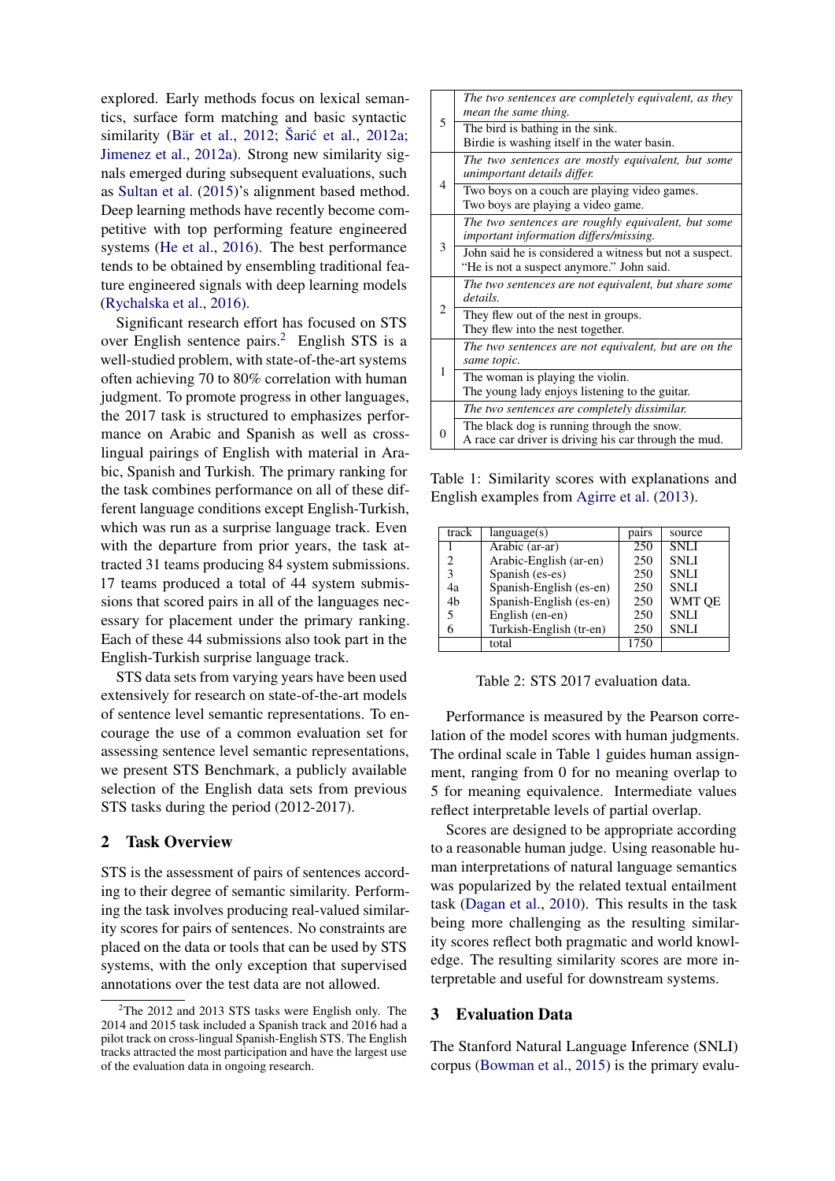explored. Early methods focus on lexical semantics, surface form matching and basic syntactic similarity (Bär et al., 2012; Šarić et al., 2012a; Jimenez et al., 2012a). Strong new similarity signals emerged during subsequent evaluations, such as Sultan et al. (2015)'s alignment based method. Deep learning methods have recently become competitive with top performing feature engineered systems (He et al., 2016). The best performance tends to be obtained by ensembling traditional feature engineered signals with deep learning models (Rychalska et al., 2016).

Significant research effort has focused on STS over English sentence pairs.[2] English STS is a well-studied problem, with state-of-the-art systems often achieving 70 to 80% correlation with human judgment. To promote progress in other languages, the 2017 task is structured to emphasizes performance on Arabic and Spanish as well as cross-lingual pairings of English with material in Arabic, Spanish and Turkish. The primary ranking for the task combines performance on all of these different language conditions except English-Turkish, which was run as a surprise language track. Even with the departure from prior years, the task attracted 31 teams producing 84 system submissions. 17 teams produced a total of 44 system submissions that scored pairs in all of the languages necessary for placement under the primary ranking. Each of these 44 submissions also took part in the English-Turkish surprise language track.

STS data sets from varying years have been used extensively for research on state-of-the-art models of sentence level semantic representations. To encourage the use of a common evaluation set for assessing sentence level semantic representations, we present STS Benchmark, a publicly available selection of the English data sets from previous STS tasks during the period (2012-2017).

## 2 Task Overview

STS is the assessment of pairs of sentences according to their degree of semantic similarity. Performing the task involves producing real-valued similarity scores for pairs of sentences. No constraints are placed on the data or tools that can be used by STS systems, with the only exception that supervised annotations over the test data are not allowed.

[2] The 2012 and 2013 STS tasks were English only. The 2014 and 2015 task included a Spanish track and 2016 had a pilot track on cross-lingual Spanish-English STS. The English tracks attracted the most participation and have the largest use of the evaluation data in ongoing research.

| Score | Explanation / Example |
|---|---|
| 5 | *The two sentences are completely equivalent, as they mean the same thing.* |
| | The bird is bathing in the sink. Birdie is washing itself in the water basin. |
| 4 | *The two sentences are mostly equivalent, but some unimportant details differ.* |
| | Two boys on a couch are playing video games. Two boys are playing a video game. |
| 3 | *The two sentences are roughly equivalent, but some important information differs/missing.* |
| | John said he is considered a witness but not a suspect. "He is not a suspect anymore." John said. |
| 2 | *The two sentences are not equivalent, but share some details.* |
| | They flew out of the nest in groups. They flew into the nest together. |
| 1 | *The two sentences are not equivalent, but are on the same topic.* |
| | The woman is playing the violin. The young lady enjoys listening to the guitar. |
| 0 | *The two sentences are completely dissimilar.* |
| | The black dog is running through the snow. A race car driver is driving his car through the mud. |

Table 1: Similarity scores with explanations and English examples from Agirre et al. (2013).

| track | language(s) | pairs | source |
|---|---|---|---|
| 1 | Arabic (ar-ar) | 250 | SNLI |
| 2 | Arabic-English (ar-en) | 250 | SNLI |
| 3 | Spanish (es-es) | 250 | SNLI |
| 4a | Spanish-English (es-en) | 250 | SNLI |
| 4b | Spanish-English (es-en) | 250 | WMT QE |
| 5 | English (en-en) | 250 | SNLI |
| 6 | Turkish-English (tr-en) | 250 | SNLI |
| | total | 1750 | |

Table 2: STS 2017 evaluation data.

Performance is measured by the Pearson correlation of the model scores with human judgments. The ordinal scale in Table 1 guides human assignment, ranging from 0 for no meaning overlap to 5 for meaning equivalence. Intermediate values reflect interpretable levels of partial overlap.

Scores are designed to be appropriate according to a reasonable human judge. Using reasonable human interpretations of natural language semantics was popularized by the related textual entailment task (Dagan et al., 2010). This results in the task being more challenging as the resulting similarity scores reflect both pragmatic and world knowledge. The resulting similarity scores are more interpretable and useful for downstream systems.

## 3 Evaluation Data

The Stanford Natural Language Inference (SNLI) corpus (Bowman et al., 2015) is the primary evalu-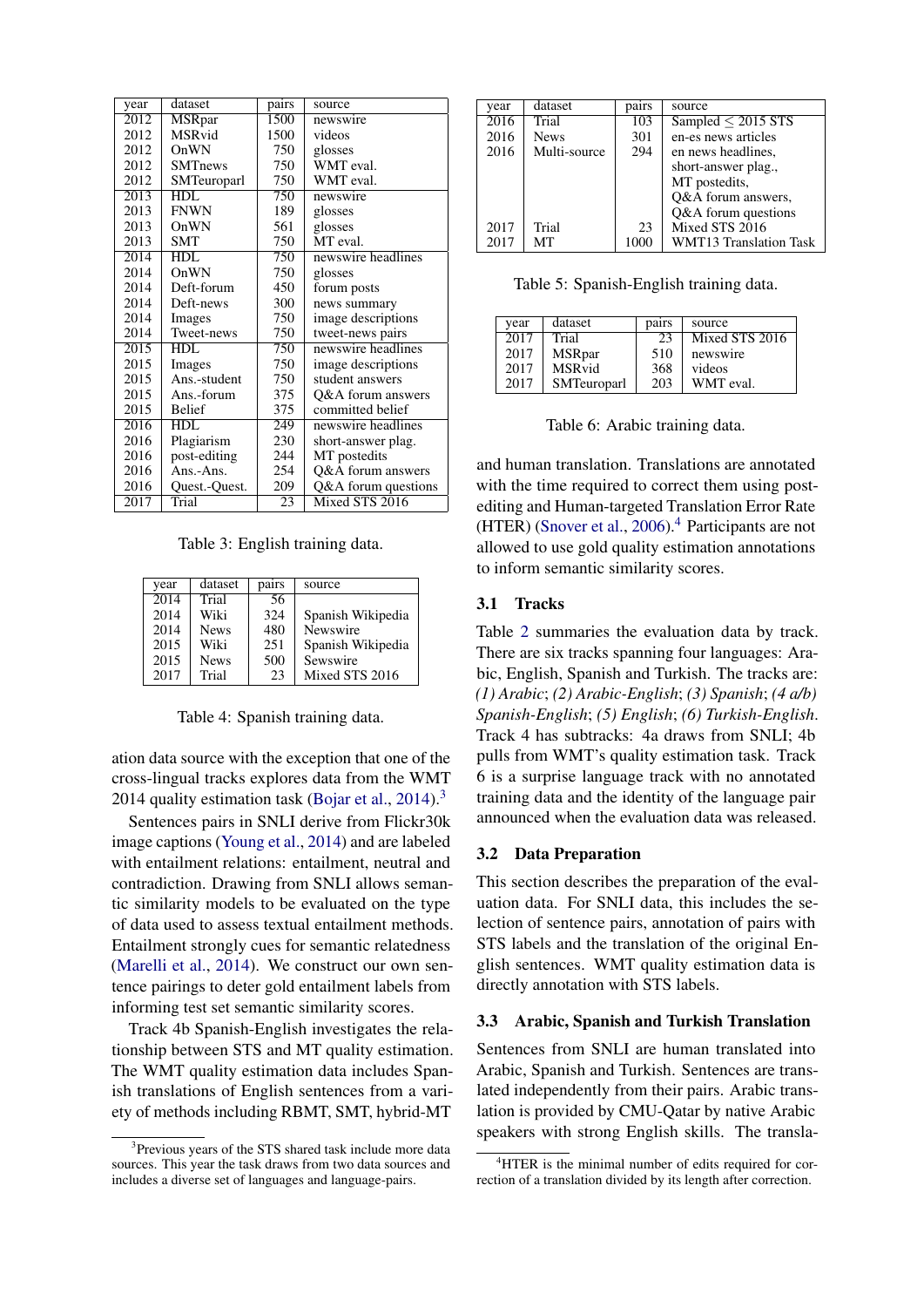| year | dataset | pairs | source |
|---|---|---|---|
| 2012 | MSRpar | 1500 | newswire |
| 2012 | MSRvid | 1500 | videos |
| 2012 | OnWN | 750 | glosses |
| 2012 | SMTnews | 750 | WMT eval. |
| 2012 | SMTeuroparl | 750 | WMT eval. |
| 2013 | HDL | 750 | newswire |
| 2013 | FNWN | 189 | glosses |
| 2013 | OnWN | 561 | glosses |
| 2013 | SMT | 750 | MT eval. |
| 2014 | HDL | 750 | newswire headlines |
| 2014 | OnWN | 750 | glosses |
| 2014 | Deft-forum | 450 | forum posts |
| 2014 | Deft-news | 300 | news summary |
| 2014 | Images | 750 | image descriptions |
| 2014 | Tweet-news | 750 | tweet-news pairs |
| 2015 | HDL | 750 | newswire headlines |
| 2015 | Images | 750 | image descriptions |
| 2015 | Ans.-student | 750 | student answers |
| 2015 | Ans.-forum | 375 | Q&A forum answers |
| 2015 | Belief | 375 | committed belief |
| 2016 | HDL | 249 | newswire headlines |
| 2016 | Plagiarism | 230 | short-answer plag. |
| 2016 | post-editing | 244 | MT postedits |
| 2016 | Ans.-Ans. | 254 | Q&A forum answers |
| 2016 | Quest.-Quest. | 209 | Q&A forum questions |
| 2017 | Trial | 23 | Mixed STS 2016 |

Table 3: English training data.

| year | dataset | pairs | source |
|---|---|---|---|
| 2014 | Trial | 56 | |
| 2014 | Wiki | 324 | Spanish Wikipedia |
| 2014 | News | 480 | Newswire |
| 2015 | Wiki | 251 | Spanish Wikipedia |
| 2015 | News | 500 | Sewswire |
| 2017 | Trial | 23 | Mixed STS 2016 |

Table 4: Spanish training data.

ation data source with the exception that one of the cross-lingual tracks explores data from the WMT 2014 quality estimation task (Bojar et al., 2014).[3]

Sentences pairs in SNLI derive from Flickr30k image captions (Young et al., 2014) and are labeled with entailment relations: entailment, neutral and contradiction. Drawing from SNLI allows semantic similarity models to be evaluated on the type of data used to assess textual entailment methods. Entailment strongly cues for semantic relatedness (Marelli et al., 2014). We construct our own sentence pairings to deter gold entailment labels from informing test set semantic similarity scores.

Track 4b Spanish-English investigates the relationship between STS and MT quality estimation. The WMT quality estimation data includes Spanish translations of English sentences from a variety of methods including RBMT, SMT, hybrid-MT and human translation. Translations are annotated with the time required to correct them using post-editing and Human-targeted Translation Error Rate (HTER) (Snover et al., 2006).[4] Participants are not allowed to use gold quality estimation annotations to inform semantic similarity scores.

[3]Previous years of the STS shared task include more data sources. This year the task draws from two data sources and includes a diverse set of languages and language-pairs.

| year | dataset | pairs | source |
|---|---|---|---|
| 2016 | Trial | 103 | Sampled $\leq$ 2015 STS |
| 2016 | News | 301 | en-es news articles |
| 2016 | Multi-source | 294 | en news headlines, short-answer plag., MT postedits, Q&A forum answers, Q&A forum questions |
| 2017 | Trial | 23 | Mixed STS 2016 |
| 2017 | MT | 1000 | WMT13 Translation Task |

Table 5: Spanish-English training data.

| year | dataset | pairs | source |
|---|---|---|---|
| 2017 | Trial | 23 | Mixed STS 2016 |
| 2017 | MSRpar | 510 | newswire |
| 2017 | MSRvid | 368 | videos |
| 2017 | SMTeuroparl | 203 | WMT eval. |

Table 6: Arabic training data.

### 3.1 Tracks

Table 2 summaries the evaluation data by track. There are six tracks spanning four languages: Arabic, English, Spanish and Turkish. The tracks are: *(1) Arabic*; *(2) Arabic-English*; *(3) Spanish*; *(4 a/b) Spanish-English*; *(5) English*; *(6) Turkish-English*. Track 4 has subtracks: 4a draws from SNLI; 4b pulls from WMT's quality estimation task. Track 6 is a surprise language track with no annotated training data and the identity of the language pair announced when the evaluation data was released.

### 3.2 Data Preparation

This section describes the preparation of the evaluation data. For SNLI data, this includes the selection of sentence pairs, annotation of pairs with STS labels and the translation of the original English sentences. WMT quality estimation data is directly annotation with STS labels.

### 3.3 Arabic, Spanish and Turkish Translation

Sentences from SNLI are human translated into Arabic, Spanish and Turkish. Sentences are translated independently from their pairs. Arabic translation is provided by CMU-Qatar by native Arabic speakers with strong English skills. The transla-

[4]HTER is the minimal number of edits required for correction of a translation divided by its length after correction.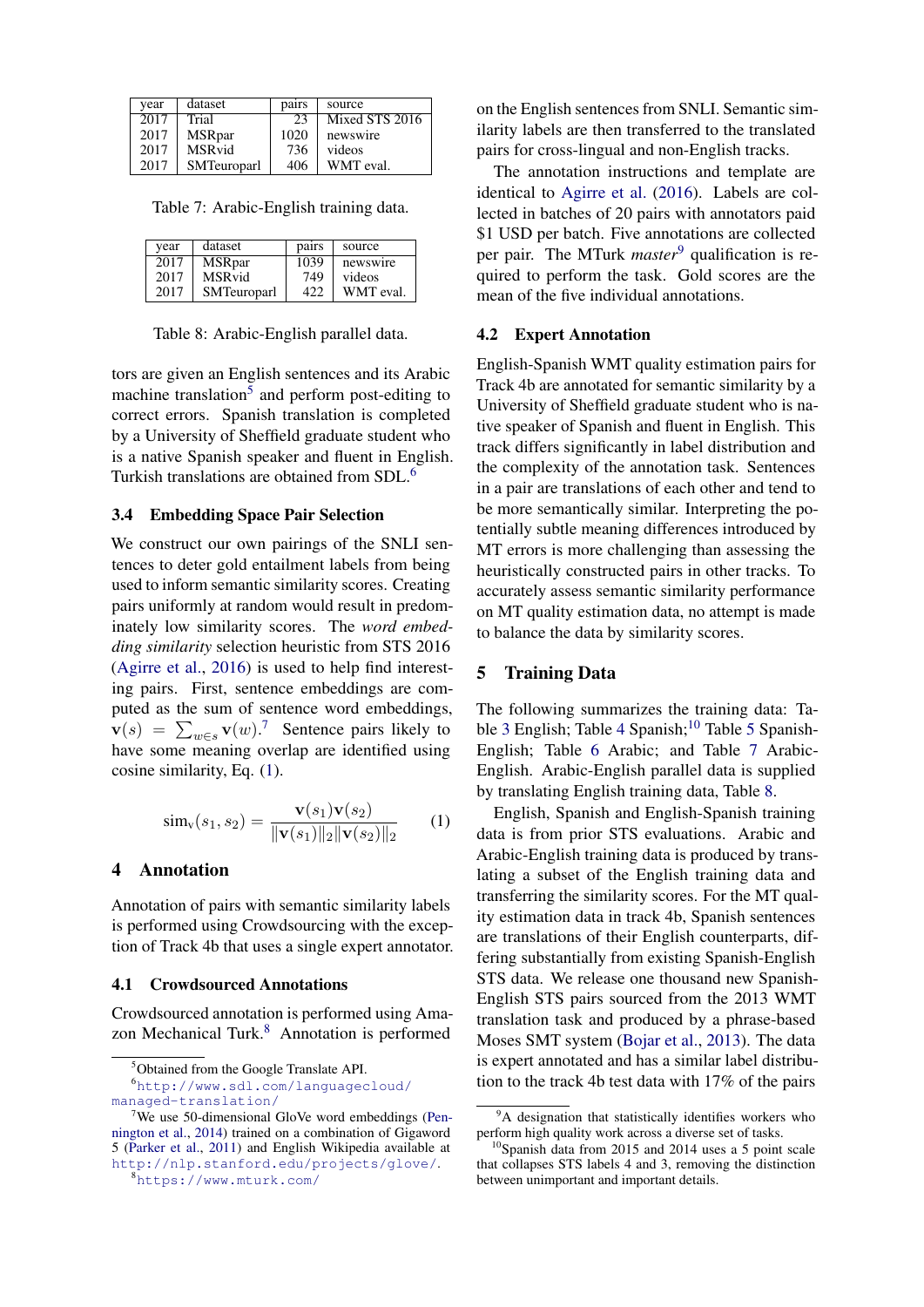| year | dataset | pairs | source |
| --- | --- | --- | --- |
| 2017 | Trial | 23 | Mixed STS 2016 |
| 2017 | MSRpar | 1020 | newswire |
| 2017 | MSRvid | 736 | videos |
| 2017 | SMTeuroparl | 406 | WMT eval. |

Table 7: Arabic-English training data.

| year | dataset | pairs | source |
| --- | --- | --- | --- |
| 2017 | MSRpar | 1039 | newswire |
| 2017 | MSRvid | 749 | videos |
| 2017 | SMTeuroparl | 422 | WMT eval. |

Table 8: Arabic-English parallel data.

tors are given an English sentences and its Arabic machine translation[5] and perform post-editing to correct errors. Spanish translation is completed by a University of Sheffield graduate student who is a native Spanish speaker and fluent in English. Turkish translations are obtained from SDL.[6]

### 3.4 Embedding Space Pair Selection

We construct our own pairings of the SNLI sentences to deter gold entailment labels from being used to inform semantic similarity scores. Creating pairs uniformly at random would result in predominately low similarity scores. The *word embedding similarity* selection heuristic from STS 2016 (Agirre et al., 2016) is used to help find interesting pairs. First, sentence embeddings are computed as the sum of sentence word embeddings, $\mathbf{v}(s) = \sum_{w \in s} \mathbf{v}(w)$.[7] Sentence pairs likely to have some meaning overlap are identified using cosine similarity, Eq. (1).

$$\text{sim}_{\text{v}}(s_1, s_2) = \frac{\mathbf{v}(s_1)\mathbf{v}(s_2)}{\|\mathbf{v}(s_1)\|_2 \|\mathbf{v}(s_2)\|_2} \quad (1)$$

## 4 Annotation

Annotation of pairs with semantic similarity labels is performed using Crowdsourcing with the exception of Track 4b that uses a single expert annotator.

### 4.1 Crowdsourced Annotations

Crowdsourced annotation is performed using Amazon Mechanical Turk.[8] Annotation is performed on the English sentences from SNLI. Semantic similarity labels are then transferred to the translated pairs for cross-lingual and non-English tracks.

The annotation instructions and template are identical to Agirre et al. (2016). Labels are collected in batches of 20 pairs with annotators paid $1 USD per batch. Five annotations are collected per pair. The MTurk *master*[9] qualification is required to perform the task. Gold scores are the mean of the five individual annotations.

### 4.2 Expert Annotation

English-Spanish WMT quality estimation pairs for Track 4b are annotated for semantic similarity by a University of Sheffield graduate student who is native speaker of Spanish and fluent in English. This track differs significantly in label distribution and the complexity of the annotation task. Sentences in a pair are translations of each other and tend to be more semantically similar. Interpreting the potentially subtle meaning differences introduced by MT errors is more challenging than assessing the heuristically constructed pairs in other tracks. To accurately assess semantic similarity performance on MT quality estimation data, no attempt is made to balance the data by similarity scores.

## 5 Training Data

The following summarizes the training data: Table 3 English; Table 4 Spanish;[10] Table 5 Spanish-English; Table 6 Arabic; and Table 7 Arabic-English. Arabic-English parallel data is supplied by translating English training data, Table 8.

English, Spanish and English-Spanish training data is from prior STS evaluations. Arabic and Arabic-English training data is produced by translating a subset of the English training data and transferring the similarity scores. For the MT quality estimation data in track 4b, Spanish sentences are translations of their English counterparts, differing substantially from existing Spanish-English STS data. We release one thousand new Spanish-English STS pairs sourced from the 2013 WMT translation task and produced by a phrase-based Moses SMT system (Bojar et al., 2013). The data is expert annotated and has a similar label distribution to the track 4b test data with 17% of the pairs

---

[5] Obtained from the Google Translate API.

[6] http://www.sdl.com/languagecloud/managed-translation/

[7] We use 50-dimensional GloVe word embeddings (Pennington et al., 2014) trained on a combination of Gigaword 5 (Parker et al., 2011) and English Wikipedia available at http://nlp.stanford.edu/projects/glove/.

[8] https://www.mturk.com/

[9] A designation that statistically identifies workers who perform high quality work across a diverse set of tasks.

[10] Spanish data from 2015 and 2014 uses a 5 point scale that collapses STS labels 4 and 3, removing the distinction between unimportant and important details.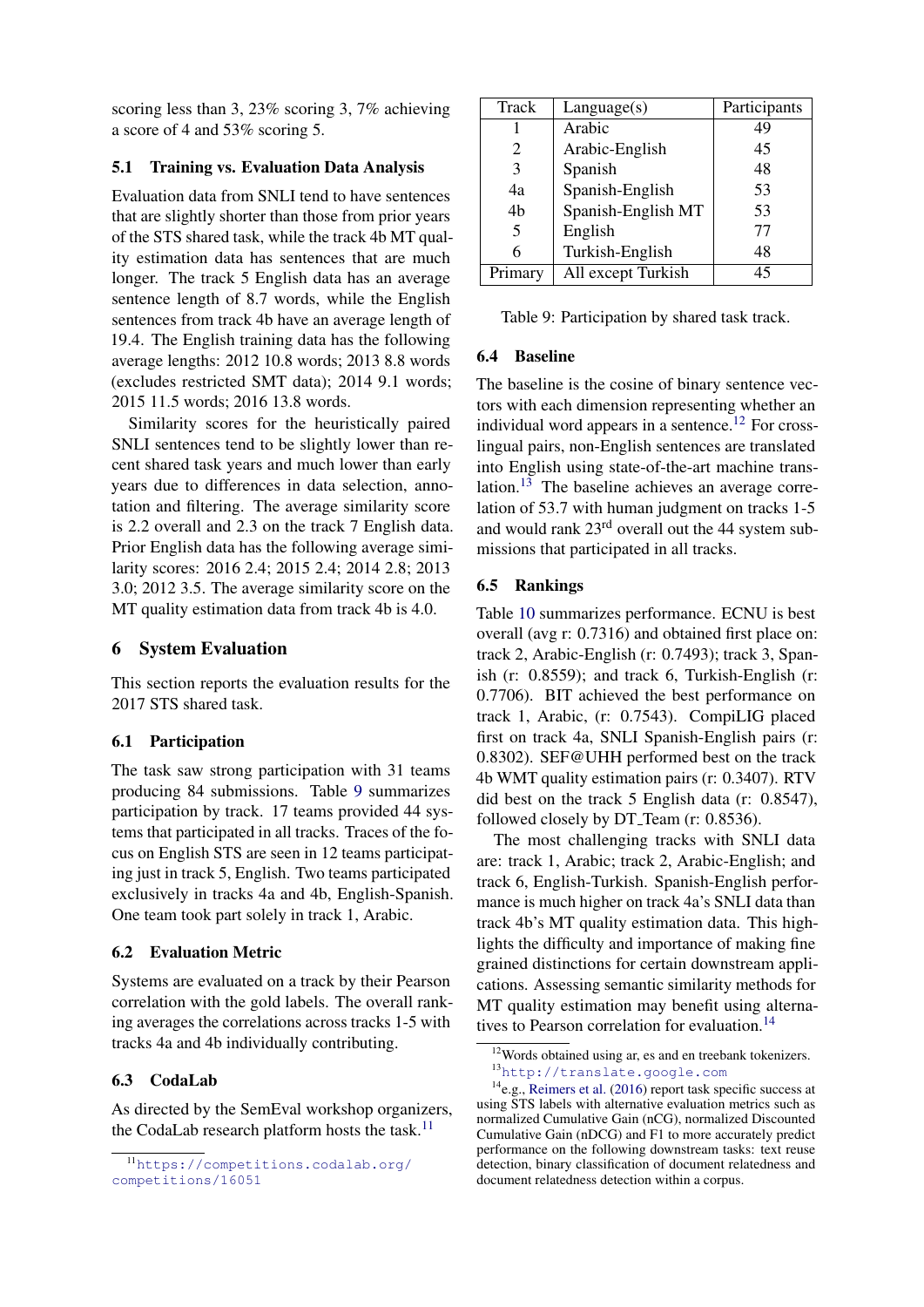scoring less than 3, 23% scoring 3, 7% achieving a score of 4 and 53% scoring 5.

### 5.1 Training vs. Evaluation Data Analysis

Evaluation data from SNLI tend to have sentences that are slightly shorter than those from prior years of the STS shared task, while the track 4b MT quality estimation data has sentences that are much longer. The track 5 English data has an average sentence length of 8.7 words, while the English sentences from track 4b have an average length of 19.4. The English training data has the following average lengths: 2012 10.8 words; 2013 8.8 words (excludes restricted SMT data); 2014 9.1 words; 2015 11.5 words; 2016 13.8 words.

Similarity scores for the heuristically paired SNLI sentences tend to be slightly lower than recent shared task years and much lower than early years due to differences in data selection, annotation and filtering. The average similarity score is 2.2 overall and 2.3 on the track 7 English data. Prior English data has the following average similarity scores: 2016 2.4; 2015 2.4; 2014 2.8; 2013 3.0; 2012 3.5. The average similarity score on the MT quality estimation data from track 4b is 4.0.

## 6 System Evaluation

This section reports the evaluation results for the 2017 STS shared task.

### 6.1 Participation

The task saw strong participation with 31 teams producing 84 submissions. Table 9 summarizes participation by track. 17 teams provided 44 systems that participated in all tracks. Traces of the focus on English STS are seen in 12 teams participating just in track 5, English. Two teams participated exclusively in tracks 4a and 4b, English-Spanish. One team took part solely in track 1, Arabic.

### 6.2 Evaluation Metric

Systems are evaluated on a track by their Pearson correlation with the gold labels. The overall ranking averages the correlations across tracks 1-5 with tracks 4a and 4b individually contributing.

### 6.3 CodaLab

As directed by the SemEval workshop organizers, the CodaLab research platform hosts the task.[11]

| Track | Language(s) | Participants |
|---|---|---|
| 1 | Arabic | 49 |
| 2 | Arabic-English | 45 |
| 3 | Spanish | 48 |
| 4a | Spanish-English | 53 |
| 4b | Spanish-English MT | 53 |
| 5 | English | 77 |
| 6 | Turkish-English | 48 |
| Primary | All except Turkish | 45 |

Table 9: Participation by shared task track.

### 6.4 Baseline

The baseline is the cosine of binary sentence vectors with each dimension representing whether an individual word appears in a sentence.[12] For cross-lingual pairs, non-English sentences are translated into English using state-of-the-art machine translation.[13] The baseline achieves an average correlation of 53.7 with human judgment on tracks 1-5 and would rank 23$^{rd}$ overall out the 44 system submissions that participated in all tracks.

### 6.5 Rankings

Table 10 summarizes performance. ECNU is best overall (avg r: 0.7316) and obtained first place on: track 2, Arabic-English (r: 0.7493); track 3, Spanish (r: 0.8559); and track 6, Turkish-English (r: 0.7706). BIT achieved the best performance on track 1, Arabic, (r: 0.7543). CompiLIG placed first on track 4a, SNLI Spanish-English pairs (r: 0.8302). SEF@UHH performed best on the track 4b WMT quality estimation pairs (r: 0.3407). RTV did best on the track 5 English data (r: 0.8547), followed closely by DT_Team (r: 0.8536).

The most challenging tracks with SNLI data are: track 1, Arabic; track 2, Arabic-English; and track 6, English-Turkish. Spanish-English performance is much higher on track 4a's SNLI data than track 4b's MT quality estimation data. This highlights the difficulty and importance of making fine grained distinctions for certain downstream applications. Assessing semantic similarity methods for MT quality estimation may benefit using alternatives to Pearson correlation for evaluation.[14]

---

[11] https://competitions.codalab.org/competitions/16051

[12] Words obtained using ar, es and en treebank tokenizers.

[13] http://translate.google.com

[14] e.g., Reimers et al. (2016) report task specific success at using STS labels with alternative evaluation metrics such as normalized Cumulative Gain (nCG), normalized Discounted Cumulative Gain (nDCG) and F1 to more accurately predict performance on the following downstream tasks: text reuse detection, binary classification of document relatedness and document relatedness detection within a corpus.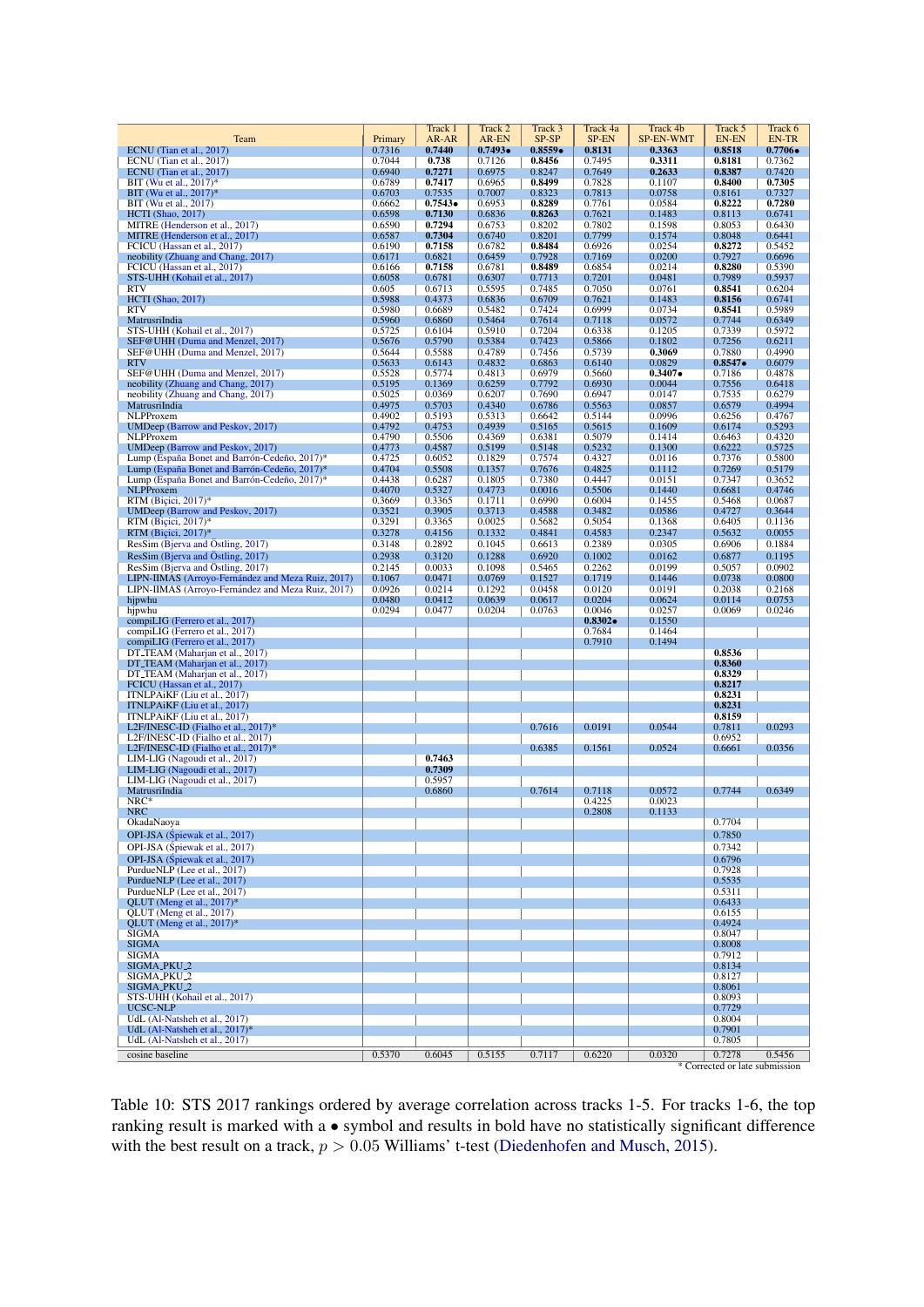| Team | Primary | Track 1 AR-AR | Track 2 AR-EN | Track 3 SP-SP | Track 4a SP-EN | Track 4b SP-EN-WMT | Track 5 EN-EN | Track 6 EN-TR |
|---|---|---|---|---|---|---|---|---|
| ECNU (Tian et al., 2017) | 0.7316 | **0.7440** | **0.7493•** | **0.8559•** | **0.8131** | **0.3363** | **0.8518** | **0.7706•** |
| ECNU (Tian et al., 2017) | 0.7044 | **0.738** | 0.7126 | **0.8456** | 0.7495 | **0.3311** | **0.8181** | 0.7362 |
| ECNU (Tian et al., 2017) | 0.6940 | **0.7271** | 0.6975 | 0.8247 | 0.7649 | **0.2633** | **0.8387** | 0.7420 |
| BIT (Wu et al., 2017)* | 0.6789 | **0.7417** | 0.6965 | **0.8499** | 0.7828 | 0.1107 | **0.8400** | **0.7305** |
| BIT (Wu et al., 2017)* | 0.6703 | 0.7535 | 0.7007 | 0.8323 | 0.7813 | 0.0758 | 0.8161 | 0.7327 |
| BIT (Wu et al., 2017) | 0.6662 | **0.7543•** | 0.6953 | **0.8289** | 0.7761 | 0.0584 | **0.8222** | **0.7280** |
| HCTI (Shao, 2017) | 0.6598 | **0.7130** | 0.6836 | **0.8263** | 0.7621 | 0.1483 | 0.8113 | 0.6741 |
| MITRE (Henderson et al., 2017) | 0.6590 | **0.7294** | 0.6753 | 0.8202 | 0.7802 | 0.1598 | 0.8053 | 0.6430 |
| MITRE (Henderson et al., 2017) | 0.6587 | **0.7304** | 0.6740 | 0.8201 | 0.7799 | 0.1574 | 0.8048 | 0.6441 |
| FCICU (Hassan et al., 2017) | 0.6190 | **0.7158** | 0.6782 | **0.8484** | 0.6926 | 0.0254 | **0.8272** | 0.5452 |
| neobility (Zhuang and Chang, 2017) | 0.6171 | 0.6821 | 0.6459 | 0.7928 | 0.7169 | 0.0200 | 0.7927 | 0.6696 |
| FCICU (Hassan et al., 2017) | 0.6166 | **0.7158** | 0.6781 | **0.8489** | 0.6854 | 0.0214 | **0.8280** | 0.5390 |
| STS-UHH (Kohail et al., 2017) | 0.6058 | 0.6781 | 0.6307 | 0.7713 | 0.7201 | 0.0481 | 0.7989 | 0.5937 |
| RTV | 0.605 | 0.6713 | 0.5595 | 0.7485 | 0.7050 | 0.0761 | **0.8541** | 0.6204 |
| HCTI (Shao, 2017) | 0.5988 | 0.4373 | 0.6836 | 0.6709 | 0.7621 | 0.1483 | **0.8156** | 0.6741 |
| RTV | 0.5980 | 0.6689 | 0.5482 | 0.7424 | 0.6999 | 0.0734 | **0.8541** | 0.5989 |
| MatrusriIndia | 0.5960 | 0.6860 | 0.5464 | 0.7614 | 0.7118 | 0.0572 | 0.7744 | 0.6349 |
| STS-UHH (Kohail et al., 2017) | 0.5725 | 0.6104 | 0.5910 | 0.7204 | 0.6338 | 0.1205 | 0.7339 | 0.5972 |
| SEF@UHH (Duma and Menzel, 2017) | 0.5676 | 0.5790 | 0.5384 | 0.7423 | 0.5866 | 0.1802 | 0.7256 | 0.6211 |
| SEF@UHH (Duma and Menzel, 2017) | 0.5644 | 0.5888 | 0.4789 | 0.7456 | 0.5739 | **0.3069** | 0.7880 | 0.4990 |
| RTV | 0.5633 | 0.6143 | 0.4832 | 0.6863 | 0.6140 | 0.0829 | **0.8547•** | 0.6079 |
| SEF@UHH (Duma and Menzel, 2017) | 0.5528 | 0.5774 | 0.4813 | 0.6979 | 0.5660 | **0.3407•** | 0.7186 | 0.4878 |
| neobility (Zhuang and Chang, 2017) | 0.5195 | 0.1369 | 0.6259 | 0.7792 | 0.6930 | 0.0044 | 0.7556 | 0.6418 |
| neobility (Zhuang and Chang, 2017) | 0.5025 | 0.0369 | 0.6207 | 0.7690 | 0.6947 | 0.0147 | 0.7535 | 0.6279 |
| MatrusriIndia | 0.4975 | 0.5703 | 0.4340 | 0.6786 | 0.5563 | 0.0857 | 0.6579 | 0.4994 |
| NLPProxem | 0.4902 | 0.5193 | 0.5313 | 0.6642 | 0.5144 | 0.0996 | 0.6256 | 0.4767 |
| UMDeep (Barrow and Peskov, 2017) | 0.4792 | 0.4753 | 0.4939 | 0.5165 | 0.5615 | 0.1609 | 0.6174 | 0.5293 |
| NLPProxem | 0.4790 | 0.5506 | 0.4369 | 0.6381 | 0.5079 | 0.1414 | 0.6463 | 0.4320 |
| UMDeep (Barrow and Peskov, 2017) | 0.4773 | 0.4587 | 0.5199 | 0.5148 | 0.5232 | 0.1300 | 0.6222 | 0.5725 |
| Lump (España Bonet and Barrón-Cedeño, 2017)* | 0.4725 | 0.6052 | 0.1829 | 0.7574 | 0.4327 | 0.0116 | 0.7376 | 0.5800 |
| Lump (España Bonet and Barrón-Cedeño, 2017)* | 0.4704 | 0.5508 | 0.1357 | 0.7676 | 0.4825 | 0.1112 | 0.7269 | 0.5179 |
| Lump (España Bonet and Barrón-Cedeño, 2017)* | 0.4438 | 0.6287 | 0.1805 | 0.7380 | 0.4447 | 0.0151 | 0.7347 | 0.3652 |
| NLPProxem | 0.4070 | 0.5327 | 0.4773 | 0.0016 | 0.5506 | 0.1440 | 0.6681 | 0.4746 |
| RTM (Biçici, 2017)* | 0.3669 | 0.3365 | 0.1711 | 0.6990 | 0.6004 | 0.1455 | 0.5468 | 0.0687 |
| UMDeep (Barrow and Peskov, 2017) | 0.3521 | 0.3905 | 0.3713 | 0.4588 | 0.3482 | 0.0586 | 0.4727 | 0.3644 |
| RTM (Biçici, 2017)* | 0.3291 | 0.3365 | 0.0025 | 0.5682 | 0.5054 | 0.1368 | 0.6405 | 0.1136 |
| RTM (Biçici, 2017)* | 0.3278 | 0.4156 | 0.1332 | 0.4841 | 0.4583 | 0.2347 | 0.5632 | 0.0055 |
| ResSim (Bjerva and Östling, 2017) | 0.3148 | 0.2892 | 0.1045 | 0.6613 | 0.2389 | 0.0305 | 0.6906 | 0.1884 |
| ResSim (Bjerva and Östling, 2017) | 0.2938 | 0.3120 | 0.1288 | 0.6920 | 0.1002 | 0.0162 | 0.6877 | 0.1195 |
| ResSim (Bjerva and Östling, 2017) | 0.2145 | 0.0033 | 0.1098 | 0.5465 | 0.2262 | 0.0199 | 0.5057 | 0.0902 |
| LIPN-IIMAS (Arroyo-Fernández and Meza Ruiz, 2017) | 0.1067 | 0.0471 | 0.0769 | 0.1527 | 0.1719 | 0.1446 | 0.0738 | 0.0800 |
| LIPN-IIMAS (Arroyo-Fernández and Meza Ruiz, 2017) | 0.0926 | 0.0214 | 0.1292 | 0.0458 | 0.0120 | 0.0191 | 0.2038 | 0.2168 |
| hjpwhu | 0.0480 | 0.0412 | 0.0639 | 0.0617 | 0.0204 | 0.0624 | 0.0114 | 0.0753 |
| hjpwhu | 0.0294 | 0.0477 | 0.0204 | 0.0763 | 0.0046 | 0.0257 | 0.0069 | 0.0246 |
| compiLIG (Ferrero et al., 2017) | | | | | **0.8302•** | 0.1550 | | |
| compiLIG (Ferrero et al., 2017) | | | | | 0.7684 | 0.1464 | | |
| compiLIG (Ferrero et al., 2017) | | | | | 0.7910 | 0.1494 | | |
| DT_TEAM (Maharjan et al., 2017) | | | | | | | **0.8536** | |
| DT_TEAM (Maharjan et al., 2017) | | | | | | | **0.8360** | |
| DT_TEAM (Maharjan et al., 2017) | | | | | | | **0.8329** | |
| FCICU (Hassan et al., 2017) | | | | | | | **0.8217** | |
| ITNLPAiKF (Liu et al., 2017) | | | | | | | **0.8231** | |
| ITNLPAiKF (Liu et al., 2017) | | | | | | | **0.8231** | |
| ITNLPAiKF (Liu et al., 2017) | | | | | | | **0.8159** | |
| L2F/INESC-ID (Fialho et al., 2017)* | | | | 0.7616 | 0.0191 | 0.0544 | 0.7811 | 0.0293 |
| L2F/INESC-ID (Fialho et al., 2017) | | | | | | | 0.6952 | |
| L2F/INESC-ID (Fialho et al., 2017)* | | | | 0.6385 | 0.1561 | 0.0524 | 0.6661 | 0.0356 |
| LIM-LIG (Nagoudi et al., 2017) | | **0.7463** | | | | | | |
| LIM-LIG (Nagoudi et al., 2017) | | **0.7309** | | | | | | |
| LIM-LIG (Nagoudi et al., 2017) | | 0.5957 | | | | | | |
| MatrusriIndia | | 0.6860 | | 0.7614 | 0.7118 | 0.0572 | 0.7744 | 0.6349 |
| NRC* | | | | | 0.4225 | 0.0023 | | |
| NRC | | | | | 0.2808 | 0.1133 | | |
| OkadaNaoya | | | | | | | 0.7704 | |
| OPI-JSA (Śpiewak et al., 2017) | | | | | | | 0.7850 | |
| OPI-JSA (Śpiewak et al., 2017) | | | | | | | 0.7342 | |
| OPI-JSA (Śpiewak et al., 2017) | | | | | | | 0.6796 | |
| PurdueNLP (Lee et al., 2017) | | | | | | | 0.7928 | |
| PurdueNLP (Lee et al., 2017) | | | | | | | 0.5535 | |
| PurdueNLP (Lee et al., 2017) | | | | | | | 0.5311 | |
| QLUT (Meng et al., 2017)* | | | | | | | 0.6433 | |
| QLUT (Meng et al., 2017) | | | | | | | 0.6155 | |
| QLUT (Meng et al., 2017)* | | | | | | | 0.4924 | |
| SIGMA | | | | | | | 0.8047 | |
| SIGMA | | | | | | | 0.8008 | |
| SIGMA | | | | | | | 0.7912 | |
| SIGMA_PKU_2 | | | | | | | 0.8134 | |
| SIGMA_PKU_2 | | | | | | | 0.8127 | |
| SIGMA_PKU_2 | | | | | | | 0.8061 | |
| STS-UHH (Kohail et al., 2017) | | | | | | | 0.8093 | |
| UCSC-NLP | | | | | | | 0.7729 | |
| UdL (Al-Natsheh et al., 2017) | | | | | | | 0.8004 | |
| UdL (Al-Natsheh et al., 2017)* | | | | | | | 0.7901 | |
| UdL (Al-Natsheh et al., 2017) | | | | | | | 0.7805 | |
| cosine baseline | 0.5370 | 0.6045 | 0.5155 | 0.7117 | 0.6220 | 0.0320 | 0.7278 | 0.5456 |

\* Corrected or late submission

Table 10: STS 2017 rankings ordered by average correlation across tracks 1-5. For tracks 1-6, the top ranking result is marked with a • symbol and results in bold have no statistically significant difference with the best result on a track, $p > 0.05$ Williams' t-test (Diedenhofen and Musch, 2015).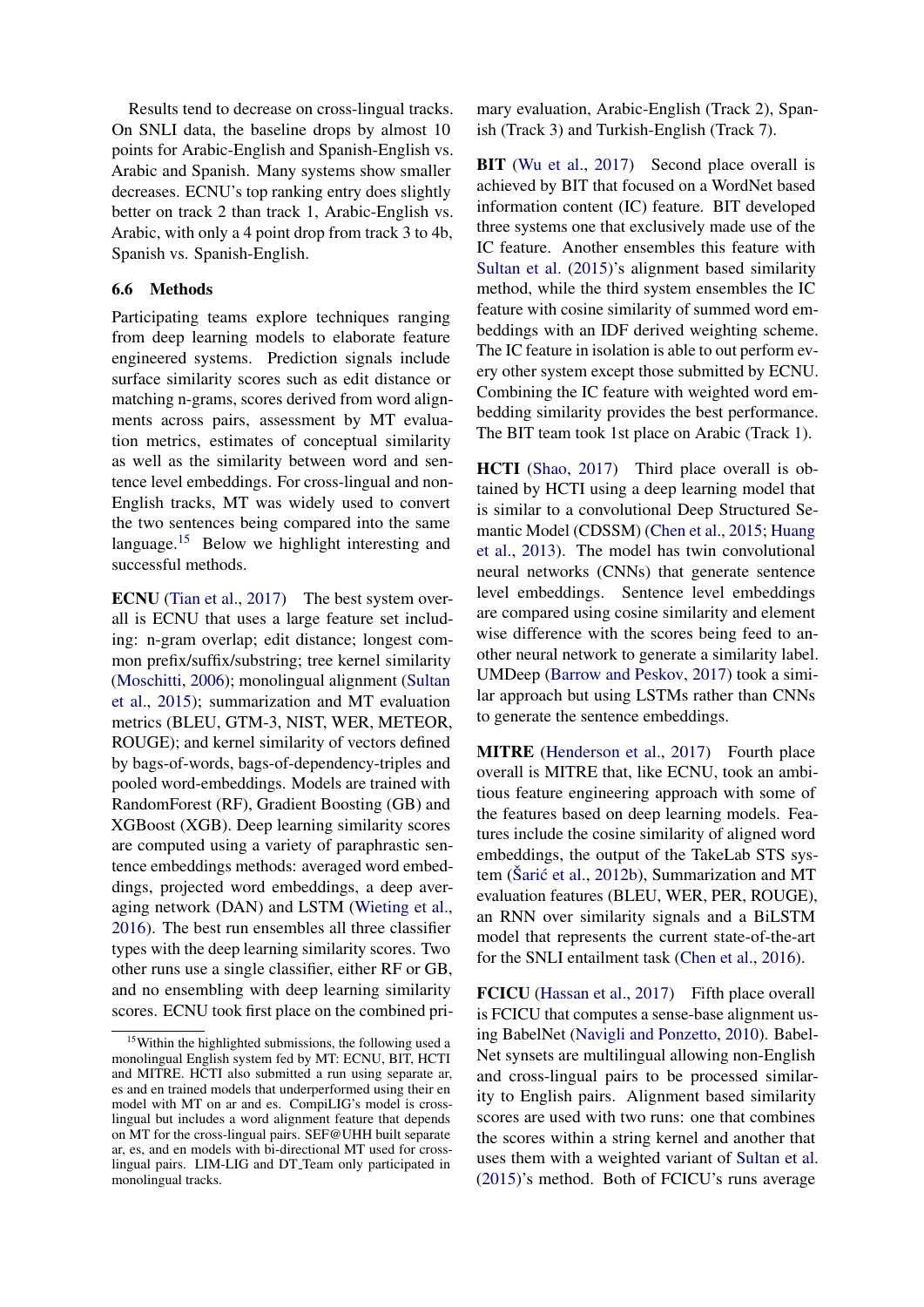Results tend to decrease on cross-lingual tracks. On SNLI data, the baseline drops by almost 10 points for Arabic-English and Spanish-English vs. Arabic and Spanish. Many systems show smaller decreases. ECNU's top ranking entry does slightly better on track 2 than track 1, Arabic-English vs. Arabic, with only a 4 point drop from track 3 to 4b, Spanish vs. Spanish-English.

### 6.6 Methods

Participating teams explore techniques ranging from deep learning models to elaborate feature engineered systems. Prediction signals include surface similarity scores such as edit distance or matching n-grams, scores derived from word alignments across pairs, assessment by MT evaluation metrics, estimates of conceptual similarity as well as the similarity between word and sentence level embeddings. For cross-lingual and non-English tracks, MT was widely used to convert the two sentences being compared into the same language.[15] Below we highlight interesting and successful methods.

**ECNU** (Tian et al., 2017) The best system overall is ECNU that uses a large feature set including: n-gram overlap; edit distance; longest common prefix/suffix/substring; tree kernel similarity (Moschitti, 2006); monolingual alignment (Sultan et al., 2015); summarization and MT evaluation metrics (BLEU, GTM-3, NIST, WER, METEOR, ROUGE); and kernel similarity of vectors defined by bags-of-words, bags-of-dependency-triples and pooled word-embeddings. Models are trained with RandomForest (RF), Gradient Boosting (GB) and XGBoost (XGB). Deep learning similarity scores are computed using a variety of paraphrastic sentence embeddings methods: averaged word embeddings, projected word embeddings, a deep averaging network (DAN) and LSTM (Wieting et al., 2016). The best run ensembles all three classifier types with the deep learning similarity scores. Two other runs use a single classifier, either RF or GB, and no ensembling with deep learning similarity scores. ECNU took first place on the combined primary evaluation, Arabic-English (Track 2), Spanish (Track 3) and Turkish-English (Track 7).

**BIT** (Wu et al., 2017) Second place overall is achieved by BIT that focused on a WordNet based information content (IC) feature. BIT developed three systems one that exclusively made use of the IC feature. Another ensembles this feature with Sultan et al. (2015)'s alignment based similarity method, while the third system ensembles the IC feature with cosine similarity of summed word embeddings with an IDF derived weighting scheme. The IC feature in isolation is able to out perform every other system except those submitted by ECNU. Combining the IC feature with weighted word embedding similarity provides the best performance. The BIT team took 1st place on Arabic (Track 1).

**HCTI** (Shao, 2017) Third place overall is obtained by HCTI using a deep learning model that is similar to a convolutional Deep Structured Semantic Model (CDSSM) (Chen et al., 2015; Huang et al., 2013). The model has twin convolutional neural networks (CNNs) that generate sentence level embeddings. Sentence level embeddings are compared using cosine similarity and element wise difference with the scores being feed to another neural network to generate a similarity label. UMDeep (Barrow and Peskov, 2017) took a similar approach but using LSTMs rather than CNNs to generate the sentence embeddings.

**MITRE** (Henderson et al., 2017) Fourth place overall is MITRE that, like ECNU, took an ambitious feature engineering approach with some of the features based on deep learning models. Features include the cosine similarity of aligned word embeddings, the output of the TakeLab STS system (Šarić et al., 2012b), Summarization and MT evaluation features (BLEU, WER, PER, ROUGE), an RNN over similarity signals and a BiLSTM model that represents the current state-of-the-art for the SNLI entailment task (Chen et al., 2016).

**FCICU** (Hassan et al., 2017) Fifth place overall is FCICU that computes a sense-base alignment using BabelNet (Navigli and Ponzetto, 2010). BabelNet synsets are multilingual allowing non-English and cross-lingual pairs to be processed similarity to English pairs. Alignment based similarity scores are used with two runs: one that combines the scores within a string kernel and another that uses them with a weighted variant of Sultan et al. (2015)'s method. Both of FCICU's runs average

[15] Within the highlighted submissions, the following used a monolingual English system fed by MT: ECNU, BIT, HCTI and MITRE. HCTI also submitted a run using separate ar, es and en trained models that underperformed using their en model with MT on ar and es. CompiLIG's model is cross-lingual but includes a word alignment feature that depends on MT for the cross-lingual pairs. SEF@UHH built separate ar, es, and en models with bi-directional MT used for cross-lingual pairs. LIM-LIG and DT_Team only participated in monolingual tracks.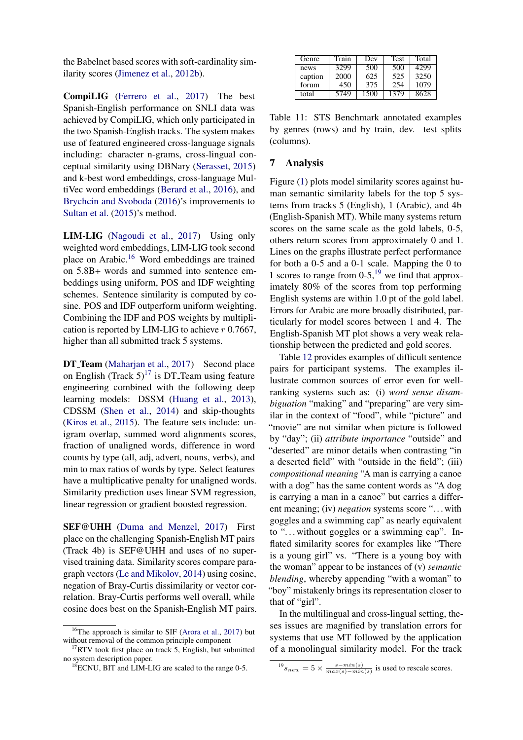the Babelnet based scores with soft-cardinality similarity scores (Jimenez et al., 2012b).

**CompiLIG** (Ferrero et al., 2017) The best Spanish-English performance on SNLI data was achieved by CompiLIG, which only participated in the two Spanish-English tracks. The system makes use of featured engineered cross-language signals including: character n-grams, cross-lingual conceptual similarity using DBNary (Serasset, 2015) and k-best word embeddings, cross-language MultiVec word embeddings (Berard et al., 2016), and Brychcin and Svoboda (2016)'s improvements to Sultan et al. (2015)'s method.

**LIM-LIG** (Nagoudi et al., 2017) Using only weighted word embeddings, LIM-LIG took second place on Arabic.[16] Word embeddings are trained on 5.8B+ words and summed into sentence embeddings using uniform, POS and IDF weighting schemes. Sentence similarity is computed by cosine. POS and IDF outperform uniform weighting. Combining the IDF and POS weights by multiplication is reported by LIM-LIG to achieve $r$ 0.7667, higher than all submitted track 5 systems.

**DT_Team** (Maharjan et al., 2017) Second place on English (Track 5)[17] is DT_Team using feature engineering combined with the following deep learning models: DSSM (Huang et al., 2013), CDSSM (Shen et al., 2014) and skip-thoughts (Kiros et al., 2015). The feature sets include: unigram overlap, summed word alignments scores, fraction of unaligned words, difference in word counts by type (all, adj, advert, nouns, verbs), and min to max ratios of words by type. Select features have a multiplicative penalty for unaligned words. Similarity prediction uses linear SVM regression, linear regression or gradient boosted regression.

**SEF@UHH** (Duma and Menzel, 2017) First place on the challenging Spanish-English MT pairs (Track 4b) is SEF@UHH and uses of no supervised training data. Similarity scores compare paragraph vectors (Le and Mikolov, 2014) using cosine, negation of Bray-Curtis dissimilarity or vector correlation. Bray-Curtis performs well overall, while cosine does best on the Spanish-English MT pairs.

[16] The approach is similar to SIF (Arora et al., 2017) but without removal of the common principle component

[17] RTV took first place on track 5, English, but submitted no system description paper.

[18] ECNU, BIT and LIM-LIG are scaled to the range 0-5.

| Genre | Train | Dev | Test | Total |
|---|---|---|---|---|
| news | 3299 | 500 | 500 | 4299 |
| caption | 2000 | 625 | 525 | 3250 |
| forum | 450 | 375 | 254 | 1079 |
| total | 5749 | 1500 | 1379 | 8628 |

Table 11: STS Benchmark annotated examples by genres (rows) and by train, dev. test splits (columns).

## 7 Analysis

Figure (1) plots model similarity scores against human semantic similarity labels for the top 5 systems from tracks 5 (English), 1 (Arabic), and 4b (English-Spanish MT). While many systems return scores on the same scale as the gold labels, 0-5, others return scores from approximately 0 and 1. Lines on the graphs illustrate perfect performance for both a 0-5 and a 0-1 scale. Mapping the 0 to 1 scores to range from 0-5,[19] we find that approximately 80% of the scores from top performing English systems are within 1.0 pt of the gold label. Errors for Arabic are more broadly distributed, particularly for model scores between 1 and 4. The English-Spanish MT plot shows a very weak relationship between the predicted and gold scores.

Table 12 provides examples of difficult sentence pairs for participant systems. The examples illustrate common sources of error even for well-ranking systems such as: (i) *word sense disambiguation* "making" and "preparing" are very similar in the context of "food", while "picture" and "movie" are not similar when picture is followed by "day"; (ii) *attribute importance* "outside" and "deserted" are minor details when contrasting "in a deserted field" with "outside in the field"; (iii) *compositional meaning* "A man is carrying a canoe with a dog" has the same content words as "A dog is carrying a man in a canoe" but carries a different meaning; (iv) *negation* systems score "…with goggles and a swimming cap" as nearly equivalent to "…without goggles or a swimming cap". Inflated similarity scores for examples like "There is a young girl" vs. "There is a young boy with the woman" appear to be instances of (v) *semantic blending*, whereby appending "with a woman" to "boy" mistakenly brings its representation closer to that of "girl".

In the multilingual and cross-lingual setting, theses issues are magnified by translation errors for systems that use MT followed by the application of a monolingual similarity model. For the track

[19] $s_{new} = 5 \times \frac{s - min(s)}{max(s) - min(s)}$ is used to rescale scores.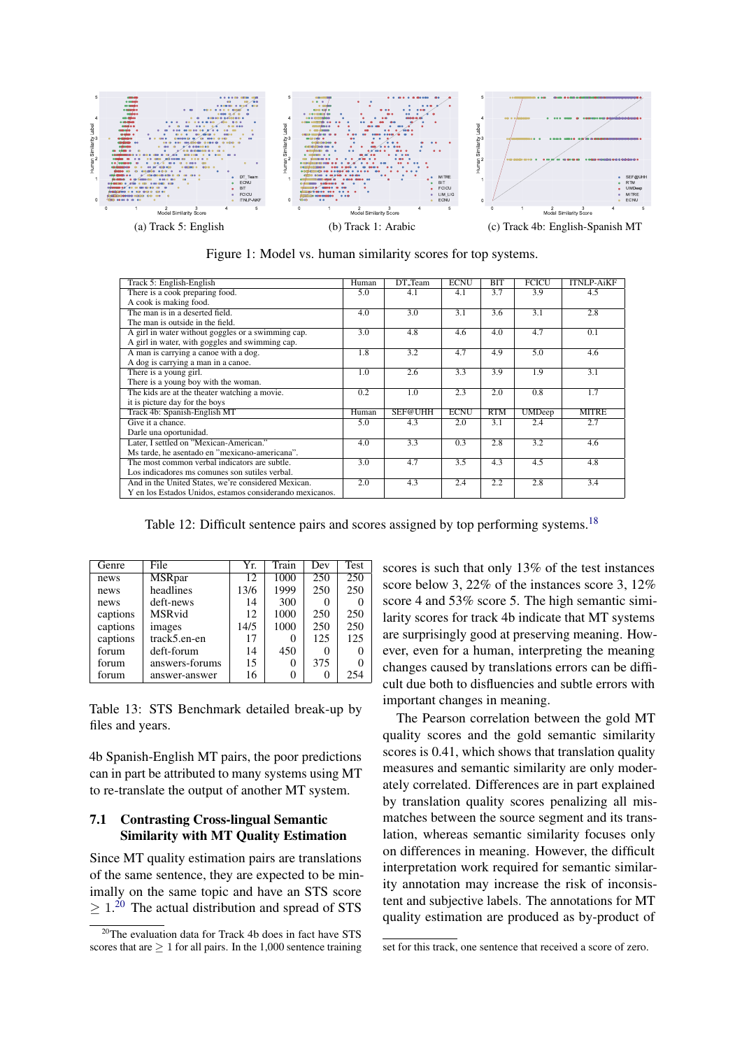(a) Track 5: English  (b) Track 1: Arabic  (c) Track 4b: English-Spanish MT

Figure 1: Model vs. human similarity scores for top systems.

| Track 5: English-English | Human | DT_Team | ECNU | BIT | FCICU | ITNLP-AiKF |
|---|---|---|---|---|---|---|
| There is a cook preparing food.<br>A cook is making food. | 5.0 | 4.1 | 4.1 | 3.7 | 3.9 | 4.5 |
| The man is in a deserted field.<br>The man is outside in the field. | 4.0 | 3.0 | 3.1 | 3.6 | 3.1 | 2.8 |
| A girl in water without goggles or a swimming cap.<br>A girl in water, with goggles and swimming cap. | 3.0 | 4.8 | 4.6 | 4.0 | 4.7 | 0.1 |
| A man is carrying a canoe with a dog.<br>A dog is carrying a man in a canoe. | 1.8 | 3.2 | 4.7 | 4.9 | 5.0 | 4.6 |
| There is a young girl.<br>There is a young boy with the woman. | 1.0 | 2.6 | 3.3 | 3.9 | 1.9 | 3.1 |
| The kids are at the theater watching a movie.<br>it is picture day for the boys | 0.2 | 1.0 | 2.3 | 2.0 | 0.8 | 1.7 |
| **Track 4b: Spanish-English MT** | **Human** | **SEF@UHH** | **ECNU** | **RTM** | **UMDeep** | **MITRE** |
| Give it a chance.<br>Darle una oportunidad. | 5.0 | 4.3 | 2.0 | 3.1 | 2.4 | 2.7 |
| Later, I settled on "Mexican-American."<br>Ms tarde, he asentado en "mexicano-americana". | 4.0 | 3.3 | 0.3 | 2.8 | 3.2 | 4.6 |
| The most common verbal indicators are subtle.<br>Los indicadores ms comunes son sutiles verbal. | 3.0 | 4.7 | 3.5 | 4.3 | 4.5 | 4.8 |
| And in the United States, we're considered Mexican.<br>Y en los Estados Unidos, estamos considerando mexicanos. | 2.0 | 4.3 | 2.4 | 2.2 | 2.8 | 3.4 |

Table 12: Difficult sentence pairs and scores assigned by top performing systems.[18]

| Genre | File | Yr. | Train | Dev | Test |
|---|---|---|---|---|---|
| news | MSRpar | 12 | 1000 | 250 | 250 |
| news | headlines | 13/6 | 1999 | 250 | 250 |
| news | deft-news | 14 | 300 | 0 | 0 |
| captions | MSRvid | 12 | 1000 | 250 | 250 |
| captions | images | 14/5 | 1000 | 250 | 250 |
| captions | track5.en-en | 17 | 0 | 125 | 125 |
| forum | deft-forum | 14 | 450 | 0 | 0 |
| forum | answers-forums | 15 | 0 | 375 | 0 |
| forum | answer-answer | 16 | 0 | 0 | 254 |

Table 13: STS Benchmark detailed break-up by files and years.

4b Spanish-English MT pairs, the poor predictions can in part be attributed to many systems using MT to re-translate the output of another MT system.

### 7.1 Contrasting Cross-lingual Semantic Similarity with MT Quality Estimation

Since MT quality estimation pairs are translations of the same sentence, they are expected to be minimally on the same topic and have an STS score $\geq 1$.[20] The actual distribution and spread of STS scores is such that only 13% of the test instances score below 3, 22% of the instances score 3, 12% score 4 and 53% score 5. The high semantic similarity scores for track 4b indicate that MT systems are surprisingly good at preserving meaning. However, even for a human, interpreting the meaning changes caused by translations errors can be difficult due both to disfluencies and subtle errors with important changes in meaning.

The Pearson correlation between the gold MT quality scores and the gold semantic similarity scores is 0.41, which shows that translation quality measures and semantic similarity are only moderately correlated. Differences are in part explained by translation quality scores penalizing all mismatches between the source segment and its translation, whereas semantic similarity focuses only on differences in meaning. However, the difficult interpretation work required for semantic similarity annotation may increase the risk of inconsistent and subjective labels. The annotations for MT quality estimation are produced as by-product of

[20] The evaluation data for Track 4b does in fact have STS scores that are $\geq 1$ for all pairs. In the 1,000 sentence training set for this track, one sentence that received a score of zero.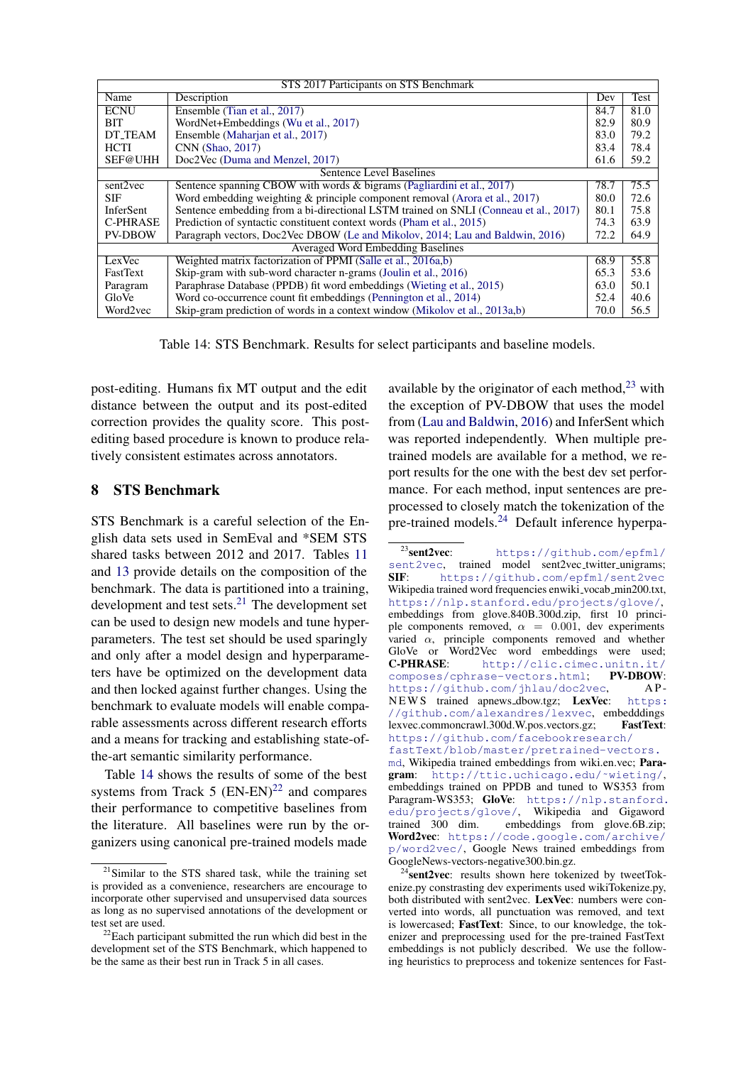| STS 2017 Participants on STS Benchmark | | | |
|---|---|---|---|
| Name | Description | Dev | Test |
| ECNU | Ensemble (Tian et al., 2017) | 84.7 | 81.0 |
| BIT | WordNet+Embeddings (Wu et al., 2017) | 82.9 | 80.9 |
| DT_TEAM | Ensemble (Maharjan et al., 2017) | 83.0 | 79.2 |
| HCTI | CNN (Shao, 2017) | 83.4 | 78.4 |
| SEF@UHH | Doc2Vec (Duma and Menzel, 2017) | 61.6 | 59.2 |
| Sentence Level Baselines | | | |
| sent2vec | Sentence spanning CBOW with words & bigrams (Pagliardini et al., 2017) | 78.7 | 75.5 |
| SIF | Word embedding weighting & principle component removal (Arora et al., 2017) | 80.0 | 72.6 |
| InferSent | Sentence embedding from a bi-directional LSTM trained on SNLI (Conneau et al., 2017) | 80.1 | 75.8 |
| C-PHRASE | Prediction of syntactic constituent context words (Pham et al., 2015) | 74.3 | 63.9 |
| PV-DBOW | Paragraph vectors, Doc2Vec DBOW (Le and Mikolov, 2014; Lau and Baldwin, 2016) | 72.2 | 64.9 |
| Averaged Word Embedding Baselines | | | |
| LexVec | Weighted matrix factorization of PPMI (Salle et al., 2016a,b) | 68.9 | 55.8 |
| FastText | Skip-gram with sub-word character n-grams (Joulin et al., 2016) | 65.3 | 53.6 |
| Paragram | Paraphrase Database (PPDB) fit word embeddings (Wieting et al., 2015) | 63.0 | 50.1 |
| GloVe | Word co-occurrence count fit embeddings (Pennington et al., 2014) | 52.4 | 40.6 |
| Word2vec | Skip-gram prediction of words in a context window (Mikolov et al., 2013a,b) | 70.0 | 56.5 |

Table 14: STS Benchmark. Results for select participants and baseline models.

post-editing. Humans fix MT output and the edit distance between the output and its post-edited correction provides the quality score. This post-editing based procedure is known to produce relatively consistent estimates across annotators.

## 8 STS Benchmark

STS Benchmark is a careful selection of the English data sets used in SemEval and *SEM STS shared tasks between 2012 and 2017. Tables 11 and 13 provide details on the composition of the benchmark. The data is partitioned into a training, development and test sets.[21] The development set can be used to design new models and tune hyperparameters. The test set should be used sparingly and only after a model design and hyperparameters have be optimized on the development data and then locked against further changes. Using the benchmark to evaluate models will enable comparable assessments across different research efforts and a means for tracking and establishing state-of-the-art semantic similarity performance.

Table 14 shows the results of some of the best systems from Track 5 (EN-EN)[22] and compares their performance to competitive baselines from the literature. All baselines were run by the organizers using canonical pre-trained models made available by the originator of each method,[23] with the exception of PV-DBOW that uses the model from (Lau and Baldwin, 2016) and InferSent which was reported independently. When multiple pre-trained models are available for a method, we report results for the one with the best dev set performance. For each method, input sentences are preprocessed to closely match the tokenization of the pre-trained models.[24] Default inference hyperpa-

[21] Similar to the STS shared task, while the training set is provided as a convenience, researchers are encourage to incorporate other supervised and unsupervised data sources as long as no supervised annotations of the development or test set are used.

[22] Each participant submitted the run which did best in the development set of the STS Benchmark, which happened to be the same as their best run in Track 5 in all cases.

[23] **sent2vec**: https://github.com/epfml/sent2vec, trained model sent2vec_twitter_unigrams; **SIF**: https://github.com/epfml/sent2vec Wikipedia trained word frequencies enwiki_vocab_min200.txt, https://nlp.stanford.edu/projects/glove/, embeddings from glove.840B.300d.zip, first 10 principle components removed, $\alpha = 0.001$, dev experiments varied $\alpha$, principle components removed and whether GloVe or Word2Vec word embeddings were used; **C-PHRASE**: http://clic.cimec.unitn.it/composes/cphrase-vectors.html; **PV-DBOW**: https://github.com/jhlau/doc2vec, AP-NEWS trained apnews_dbow.tgz; **LexVec**: https://github.com/alexandres/lexvec, embedddings lexvec.commoncrawl.300d.W.pos.vectors.gz; **FastText**: https://github.com/facebookresearch/fastText/blob/master/pretrained-vectors.md, Wikipedia trained embeddings from wiki.en.vec; **Paragram**: http://ttic.uchicago.edu/~wieting/, embeddings trained on PPDB and tuned to WS353 from Paragram-WS353; **GloVe**: https://nlp.stanford.edu/projects/glove/, Wikipedia and Gigaword trained 300 dim. embeddings from glove.6B.zip; **Word2vec**: https://code.google.com/archive/p/word2vec/, Google News trained embeddings from GoogleNews-vectors-negative300.bin.gz.

[24] **sent2vec**: results shown here tokenized by tweetTokenize.py constrasting dev experiments used wikiTokenize.py, both distributed with sent2vec. **LexVec**: numbers were converted into words, all punctuation was removed, and text is lowercased; **FastText**: Since, to our knowledge, the tokenizer and preprocessing used for the pre-trained FastText embeddings is not publicly described. We use the following heuristics to preprocess and tokenize sentences for Fast-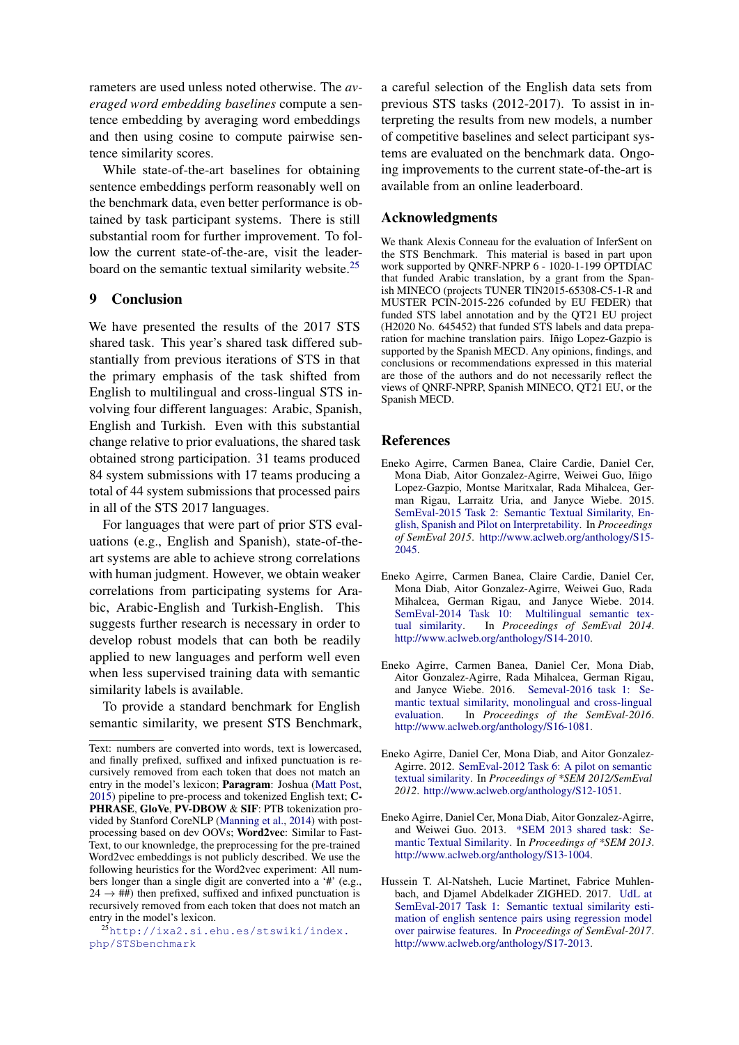rameters are used unless noted otherwise. The *averaged word embedding baselines* compute a sentence embedding by averaging word embeddings and then using cosine to compute pairwise sentence similarity scores.

While state-of-the-art baselines for obtaining sentence embeddings perform reasonably well on the benchmark data, even better performance is obtained by task participant systems. There is still substantial room for further improvement. To follow the current state-of-the-are, visit the leaderboard on the semantic textual similarity website.[25]

## 9 Conclusion

We have presented the results of the 2017 STS shared task. This year's shared task differed substantially from previous iterations of STS in that the primary emphasis of the task shifted from English to multilingual and cross-lingual STS involving four different languages: Arabic, Spanish, English and Turkish. Even with this substantial change relative to prior evaluations, the shared task obtained strong participation. 31 teams produced 84 system submissions with 17 teams producing a total of 44 system submissions that processed pairs in all of the STS 2017 languages.

For languages that were part of prior STS evaluations (e.g., English and Spanish), state-of-the-art systems are able to achieve strong correlations with human judgment. However, we obtain weaker correlations from participating systems for Arabic, Arabic-English and Turkish-English. This suggests further research is necessary in order to develop robust models that can both be readily applied to new languages and perform well even when less supervised training data with semantic similarity labels is available.

To provide a standard benchmark for English semantic similarity, we present STS Benchmark, a careful selection of the English data sets from previous STS tasks (2012-2017). To assist in interpreting the results from new models, a number of competitive baselines and select participant systems are evaluated on the benchmark data. Ongoing improvements to the current state-of-the-art is available from an online leaderboard.

Text: numbers are converted into words, text is lowercased, and finally prefixed, suffixed and infixed punctuation is recursively removed from each token that does not match an entry in the model's lexicon; **Paragram**: Joshua (Matt Post, 2015) pipeline to pre-process and tokenized English text; **C-PHRASE**, **GloVe**, **PV-DBOW** & **SIF**: PTB tokenization provided by Stanford CoreNLP (Manning et al., 2014) with post-processing based on dev OOVs; **Word2vec**: Similar to FastText, to our knownledge, the preprocessing for the pre-trained Word2vec embeddings is not publicly described. We use the following heuristics for the Word2vec experiment: All numbers longer than a single digit are converted into a '#' (e.g., $24 \rightarrow$ ##) then prefixed, suffixed and infixed punctuation is recursively removed from each token that does not match an entry in the model's lexicon.

[25] http://ixa2.si.ehu.es/stswiki/index.php/STSbenchmark

## Acknowledgments

We thank Alexis Conneau for the evaluation of InferSent on the STS Benchmark. This material is based in part upon work supported by QNRF-NPRP 6 - 1020-1-199 OPTDIAC that funded Arabic translation, and by a grant from the Spanish MINECO (projects TUNER TIN2015-65308-C5-1-R and MUSTER PCIN-2015-226 cofunded by EU FEDER) that funded STS label annotation and by the QT21 EU project (H2020 No. 645452) that funded STS labels and data preparation for machine translation pairs. Iñigo Lopez-Gazpio is supported by the Spanish MECD. Any opinions, findings, and conclusions or recommendations expressed in this material are those of the authors and do not necessarily reflect the views of QNRF-NPRP, Spanish MINECO, QT21 EU, or the Spanish MECD.

## References

Eneko Agirre, Carmen Banea, Claire Cardie, Daniel Cer, Mona Diab, Aitor Gonzalez-Agirre, Weiwei Guo, Iñigo Lopez-Gazpio, Montse Maritxalar, Rada Mihalcea, German Rigau, Larraitz Uria, and Janyce Wiebe. 2015. SemEval-2015 Task 2: Semantic Textual Similarity, English, Spanish and Pilot on Interpretability. In *Proceedings of SemEval 2015*. http://www.aclweb.org/anthology/S15-2045.

Eneko Agirre, Carmen Banea, Claire Cardie, Daniel Cer, Mona Diab, Aitor Gonzalez-Agirre, Weiwei Guo, Rada Mihalcea, German Rigau, and Janyce Wiebe. 2014. SemEval-2014 Task 10: Multilingual semantic textual similarity. In *Proceedings of SemEval 2014*. http://www.aclweb.org/anthology/S14-2010.

Eneko Agirre, Carmen Banea, Daniel Cer, Mona Diab, Aitor Gonzalez-Agirre, Rada Mihalcea, German Rigau, and Janyce Wiebe. 2016. Semeval-2016 task 1: Semantic textual similarity, monolingual and cross-lingual evaluation. In *Proceedings of the SemEval-2016*. http://www.aclweb.org/anthology/S16-1081.

Eneko Agirre, Daniel Cer, Mona Diab, and Aitor Gonzalez-Agirre. 2012. SemEval-2012 Task 6: A pilot on semantic textual similarity. In *Proceedings of \*SEM 2012/SemEval 2012*. http://www.aclweb.org/anthology/S12-1051.

Eneko Agirre, Daniel Cer, Mona Diab, Aitor Gonzalez-Agirre, and Weiwei Guo. 2013. \*SEM 2013 shared task: Semantic Textual Similarity. In *Proceedings of \*SEM 2013*. http://www.aclweb.org/anthology/S13-1004.

Hussein T. Al-Natsheh, Lucie Martinet, Fabrice Muhlenbach, and Djamel Abdelkader ZIGHED. 2017. UdL at SemEval-2017 Task 1: Semantic textual similarity estimation of english sentence pairs using regression model over pairwise features. In *Proceedings of SemEval-2017*. http://www.aclweb.org/anthology/S17-2013.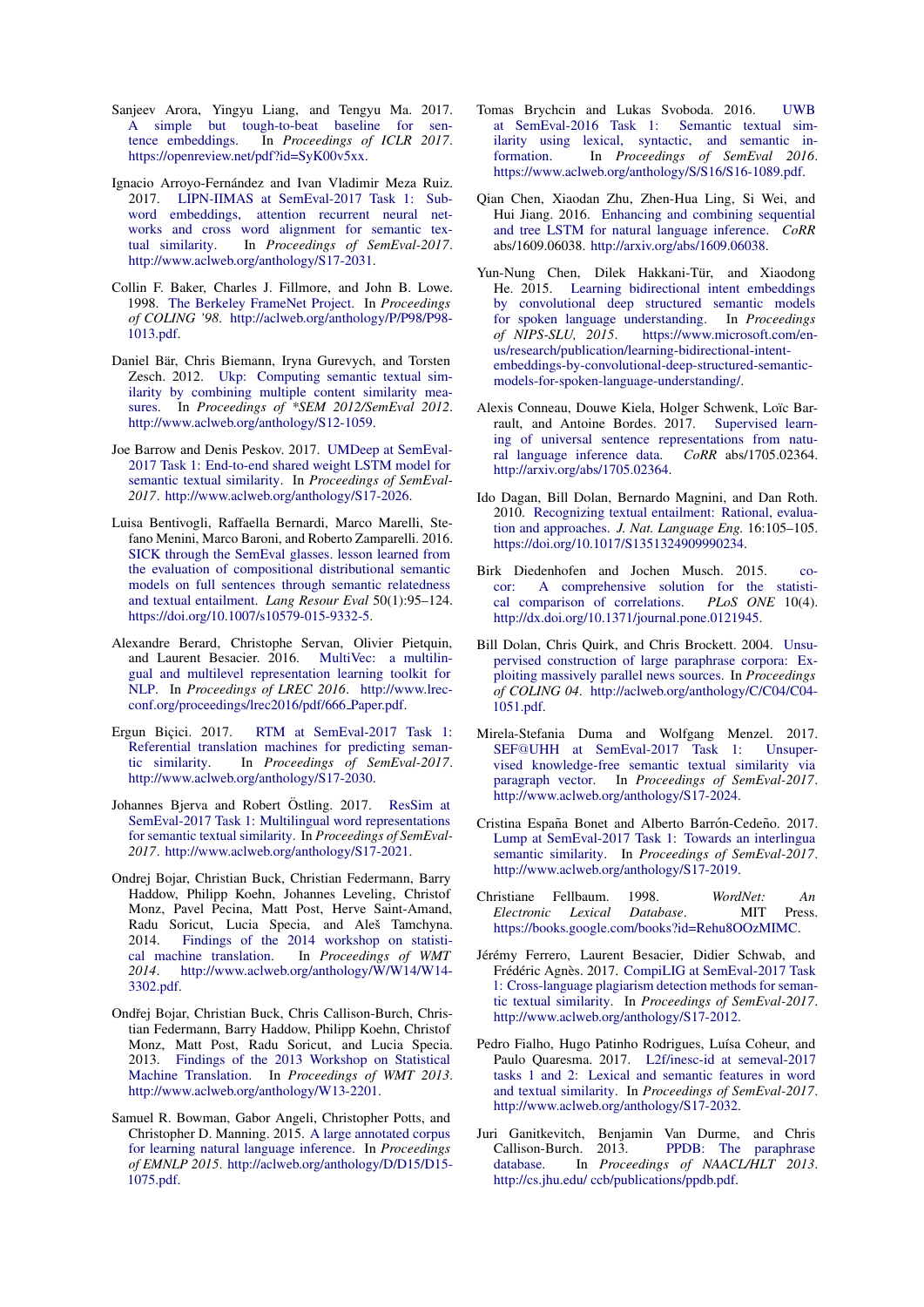Sanjeev Arora, Yingyu Liang, and Tengyu Ma. 2017. A simple but tough-to-beat baseline for sentence embeddings. In *Proceedings of ICLR 2017*. https://openreview.net/pdf?id=SyK00v5xx.

Ignacio Arroyo-Fernández and Ivan Vladimir Meza Ruiz. 2017. LIPN-IIMAS at SemEval-2017 Task 1: Subword embeddings, attention recurrent neural networks and cross word alignment for semantic textual similarity. In *Proceedings of SemEval-2017*. http://www.aclweb.org/anthology/S17-2031.

Collin F. Baker, Charles J. Fillmore, and John B. Lowe. 1998. The Berkeley FrameNet Project. In *Proceedings of COLING '98*. http://aclweb.org/anthology/P/P98/P98-1013.pdf.

Daniel Bär, Chris Biemann, Iryna Gurevych, and Torsten Zesch. 2012. Ukp: Computing semantic textual similarity by combining multiple content similarity measures. In *Proceedings of \*SEM 2012/SemEval 2012*. http://www.aclweb.org/anthology/S12-1059.

Joe Barrow and Denis Peskov. 2017. UMDeep at SemEval-2017 Task 1: End-to-end shared weight LSTM model for semantic textual similarity. In *Proceedings of SemEval-2017*. http://www.aclweb.org/anthology/S17-2026.

Luisa Bentivogli, Raffaella Bernardi, Marco Marelli, Stefano Menini, Marco Baroni, and Roberto Zamparelli. 2016. SICK through the SemEval glasses. lesson learned from the evaluation of compositional distributional semantic models on full sentences through semantic relatedness and textual entailment. *Lang Resour Eval* 50(1):95–124. https://doi.org/10.1007/s10579-015-9332-5.

Alexandre Berard, Christophe Servan, Olivier Pietquin, and Laurent Besacier. 2016. MultiVec: a multilingual and multilevel representation learning toolkit for NLP. In *Proceedings of LREC 2016*. http://www.lrec-conf.org/proceedings/lrec2016/pdf/666_Paper.pdf.

Ergun Biçici. 2017. RTM at SemEval-2017 Task 1: Referential translation machines for predicting semantic similarity. In *Proceedings of SemEval-2017*. http://www.aclweb.org/anthology/S17-2030.

Johannes Bjerva and Robert Östling. 2017. ResSim at SemEval-2017 Task 1: Multilingual word representations for semantic textual similarity. In *Proceedings of SemEval-2017*. http://www.aclweb.org/anthology/S17-2021.

Ondrej Bojar, Christian Buck, Christian Federmann, Barry Haddow, Philipp Koehn, Johannes Leveling, Christof Monz, Pavel Pecina, Matt Post, Herve Saint-Amand, Radu Soricut, Lucia Specia, and Aleš Tamchyna. 2014. Findings of the 2014 workshop on statistical machine translation. In *Proceedings of WMT 2014*. http://www.aclweb.org/anthology/W/W14/W14-3302.pdf.

Ondřej Bojar, Christian Buck, Chris Callison-Burch, Christian Federmann, Barry Haddow, Philipp Koehn, Christof Monz, Matt Post, Radu Soricut, and Lucia Specia. 2013. Findings of the 2013 Workshop on Statistical Machine Translation. In *Proceedings of WMT 2013*. http://www.aclweb.org/anthology/W13-2201.

Samuel R. Bowman, Gabor Angeli, Christopher Potts, and Christopher D. Manning. 2015. A large annotated corpus for learning natural language inference. In *Proceedings of EMNLP 2015*. http://aclweb.org/anthology/D/D15/D15-1075.pdf.

Tomas Brychcin and Lukas Svoboda. 2016. UWB at SemEval-2016 Task 1: Semantic textual similarity using lexical, syntactic, and semantic information. In *Proceedings of SemEval 2016*. https://www.aclweb.org/anthology/S/S16/S16-1089.pdf.

Qian Chen, Xiaodan Zhu, Zhen-Hua Ling, Si Wei, and Hui Jiang. 2016. Enhancing and combining sequential and tree LSTM for natural language inference. *CoRR* abs/1609.06038. http://arxiv.org/abs/1609.06038.

Yun-Nung Chen, Dilek Hakkani-Tür, and Xiaodong He. 2015. Learning bidirectional intent embeddings by convolutional deep structured semantic models for spoken language understanding. In *Proceedings of NIPS-SLU, 2015*. https://www.microsoft.com/en-us/research/publication/learning-bidirectional-intent-embeddings-by-convolutional-deep-structured-semantic-models-for-spoken-language-understanding/.

Alexis Conneau, Douwe Kiela, Holger Schwenk, Loïc Barrault, and Antoine Bordes. 2017. Supervised learning of universal sentence representations from natural language inference data. *CoRR* abs/1705.02364. http://arxiv.org/abs/1705.02364.

Ido Dagan, Bill Dolan, Bernardo Magnini, and Dan Roth. 2010. Recognizing textual entailment: Rational, evaluation and approaches. *J. Nat. Language Eng.* 16:105–105. https://doi.org/10.1017/S1351324909990234.

Birk Diedenhofen and Jochen Musch. 2015. cocor: A comprehensive solution for the statistical comparison of correlations. *PLoS ONE* 10(4). http://dx.doi.org/10.1371/journal.pone.0121945.

Bill Dolan, Chris Quirk, and Chris Brockett. 2004. Unsupervised construction of large paraphrase corpora: Exploiting massively parallel news sources. In *Proceedings of COLING 04*. http://aclweb.org/anthology/C/C04/C04-1051.pdf.

Mirela-Stefania Duma and Wolfgang Menzel. 2017. SEF@UHH at SemEval-2017 Task 1: Unsupervised knowledge-free semantic textual similarity via paragraph vector. In *Proceedings of SemEval-2017*. http://www.aclweb.org/anthology/S17-2024.

Cristina España Bonet and Alberto Barrón-Cedeño. 2017. Lump at SemEval-2017 Task 1: Towards an interlingua semantic similarity. In *Proceedings of SemEval-2017*. http://www.aclweb.org/anthology/S17-2019.

Christiane Fellbaum. 1998. *WordNet: An Electronic Lexical Database*. MIT Press. https://books.google.com/books?id=Rehu8OOzMIMC.

Jérémy Ferrero, Laurent Besacier, Didier Schwab, and Frédéric Agnès. 2017. CompiLIG at SemEval-2017 Task 1: Cross-language plagiarism detection methods for semantic textual similarity. In *Proceedings of SemEval-2017*. http://www.aclweb.org/anthology/S17-2012.

Pedro Fialho, Hugo Patinho Rodrigues, Luísa Coheur, and Paulo Quaresma. 2017. L2f/inesc-id at semeval-2017 tasks 1 and 2: Lexical and semantic features in word and textual similarity. In *Proceedings of SemEval-2017*. http://www.aclweb.org/anthology/S17-2032.

Juri Ganitkevitch, Benjamin Van Durme, and Chris Callison-Burch. 2013. PPDB: The paraphrase database. In *Proceedings of NAACL/HLT 2013*. http://cs.jhu.edu/ ccb/publications/ppdb.pdf.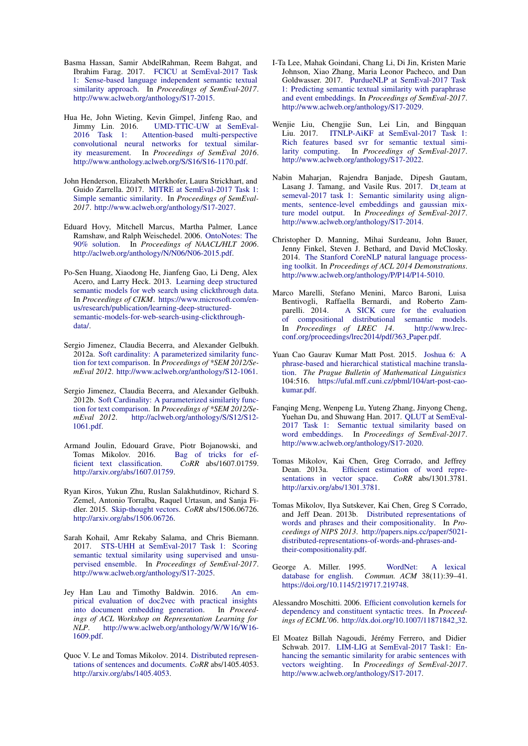Basma Hassan, Samir AbdelRahman, Reem Bahgat, and Ibrahim Farag. 2017. FCICU at SemEval-2017 Task 1: Sense-based language independent semantic textual similarity approach. In *Proceedings of SemEval-2017*. http://www.aclweb.org/anthology/S17-2015.

Hua He, John Wieting, Kevin Gimpel, Jinfeng Rao, and Jimmy Lin. 2016. UMD-TTIC-UW at SemEval-2016 Task 1: Attention-based multi-perspective convolutional neural networks for textual similarity measurement. In *Proceedings of SemEval 2016*. http://www.anthology.aclweb.org/S/S16/S16-1170.pdf.

John Henderson, Elizabeth Merkhofer, Laura Strickhart, and Guido Zarrella. 2017. MITRE at SemEval-2017 Task 1: Simple semantic similarity. In *Proceedings of SemEval-2017*. http://www.aclweb.org/anthology/S17-2027.

Eduard Hovy, Mitchell Marcus, Martha Palmer, Lance Ramshaw, and Ralph Weischedel. 2006. OntoNotes: The 90% solution. In *Proceedings of NAACL/HLT 2006*. http://aclweb.org/anthology/N/N06/N06-2015.pdf.

Po-Sen Huang, Xiaodong He, Jianfeng Gao, Li Deng, Alex Acero, and Larry Heck. 2013. Learning deep structured semantic models for web search using clickthrough data. In *Proceedings of CIKM*. https://www.microsoft.com/en-us/research/publication/learning-deep-structured-semantic-models-for-web-search-using-clickthrough-data/.

Sergio Jimenez, Claudia Becerra, and Alexander Gelbukh. 2012a. Soft cardinality: A parameterized similarity function for text comparison. In *Proceedings of *SEM 2012/SemEval 2012*. http://www.aclweb.org/anthology/S12-1061.

Sergio Jimenez, Claudia Becerra, and Alexander Gelbukh. 2012b. Soft Cardinality: A parameterized similarity function for text comparison. In *Proceedings of *SEM 2012/SemEval 2012*. http://aclweb.org/anthology/S/S12/S12-1061.pdf.

Armand Joulin, Edouard Grave, Piotr Bojanowski, and Tomas Mikolov. 2016. Bag of tricks for efficient text classification. *CoRR* abs/1607.01759. http://arxiv.org/abs/1607.01759.

Ryan Kiros, Yukun Zhu, Ruslan Salakhutdinov, Richard S. Zemel, Antonio Torralba, Raquel Urtasun, and Sanja Fidler. 2015. Skip-thought vectors. *CoRR* abs/1506.06726. http://arxiv.org/abs/1506.06726.

Sarah Kohail, Amr Rekaby Salama, and Chris Biemann. 2017. STS-UHH at SemEval-2017 Task 1: Scoring semantic textual similarity using supervised and unsupervised ensemble. In *Proceedings of SemEval-2017*. http://www.aclweb.org/anthology/S17-2025.

Jey Han Lau and Timothy Baldwin. 2016. An empirical evaluation of doc2vec with practical insights into document embedding generation. In *Proceedings of ACL Workshop on Representation Learning for NLP*. http://www.aclweb.org/anthology/W/W16/W16-1609.pdf.

Quoc V. Le and Tomas Mikolov. 2014. Distributed representations of sentences and documents. *CoRR* abs/1405.4053. http://arxiv.org/abs/1405.4053.

I-Ta Lee, Mahak Goindani, Chang Li, Di Jin, Kristen Marie Johnson, Xiao Zhang, Maria Leonor Pacheco, and Dan Goldwasser. 2017. PurdueNLP at SemEval-2017 Task 1: Predicting semantic textual similarity with paraphrase and event embeddings. In *Proceedings of SemEval-2017*. http://www.aclweb.org/anthology/S17-2029.

Wenjie Liu, Chengjie Sun, Lei Lin, and Bingquan Liu. 2017. ITNLP-AiKF at SemEval-2017 Task 1: Rich features based svr for semantic textual similarity computing. In *Proceedings of SemEval-2017*. http://www.aclweb.org/anthology/S17-2022.

Nabin Maharjan, Rajendra Banjade, Dipesh Gautam, Lasang J. Tamang, and Vasile Rus. 2017. Dt_team at semeval-2017 task 1: Semantic similarity using alignments, sentence-level embeddings and gaussian mixture model output. In *Proceedings of SemEval-2017*. http://www.aclweb.org/anthology/S17-2014.

Christopher D. Manning, Mihai Surdeanu, John Bauer, Jenny Finkel, Steven J. Bethard, and David McClosky. 2014. The Stanford CoreNLP natural language processing toolkit. In *Proceedings of ACL 2014 Demonstrations*. http://www.aclweb.org/anthology/P/P14/P14-5010.

Marco Marelli, Stefano Menini, Marco Baroni, Luisa Bentivogli, Raffaella Bernardi, and Roberto Zamparelli. 2014. A SICK cure for the evaluation of compositional distributional semantic models. In *Proceedings of LREC 14*. http://www.lrec-conf.org/proceedings/lrec2014/pdf/363_Paper.pdf.

Yuan Cao Gaurav Kumar Matt Post. 2015. Joshua 6: A phrase-based and hierarchical statistical machine translation. *The Prague Bulletin of Mathematical Linguistics* 104:516. https://ufal.mff.cuni.cz/pbml/104/art-post-cao-kumar.pdf.

Fanqing Meng, Wenpeng Lu, Yuteng Zhang, Jinyong Cheng, Yuehan Du, and Shuwang Han. 2017. QLUT at SemEval-2017 Task 1: Semantic textual similarity based on word embeddings. In *Proceedings of SemEval-2017*. http://www.aclweb.org/anthology/S17-2020.

Tomas Mikolov, Kai Chen, Greg Corrado, and Jeffrey Dean. 2013a. Efficient estimation of word representations in vector space. *CoRR* abs/1301.3781. http://arxiv.org/abs/1301.3781.

Tomas Mikolov, Ilya Sutskever, Kai Chen, Greg S Corrado, and Jeff Dean. 2013b. Distributed representations of words and phrases and their compositionality. In *Proceedings of NIPS 2013*. http://papers.nips.cc/paper/5021-distributed-representations-of-words-and-phrases-and-their-compositionality.pdf.

George A. Miller. 1995. WordNet: A lexical database for english. *Commun. ACM* 38(11):39–41. https://doi.org/10.1145/219717.219748.

Alessandro Moschitti. 2006. Efficient convolution kernels for dependency and constituent syntactic trees. In *Proceedings of ECML'06*. http://dx.doi.org/10.1007/11871842_32.

El Moatez Billah Nagoudi, Jérémy Ferrero, and Didier Schwab. 2017. LIM-LIG at SemEval-2017 Task1: Enhancing the semantic similarity for arabic sentences with vectors weighting. In *Proceedings of SemEval-2017*. http://www.aclweb.org/anthology/S17-2017.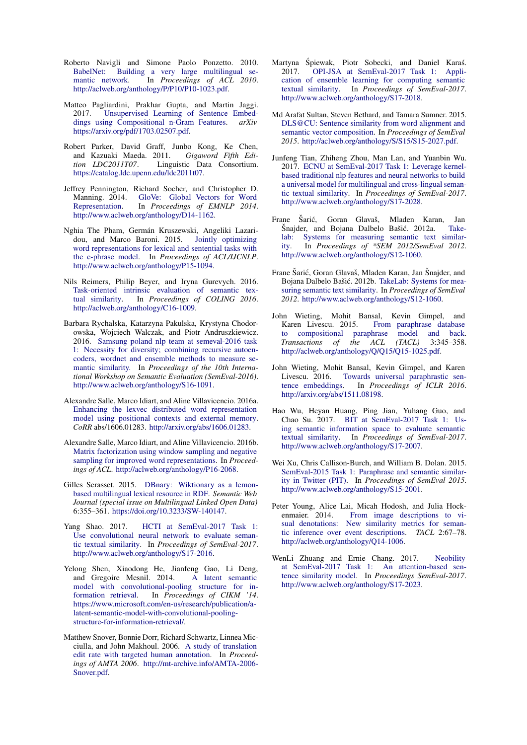Roberto Navigli and Simone Paolo Ponzetto. 2010. BabelNet: Building a very large multilingual semantic network. In *Proceedings of ACL 2010*. http://aclweb.org/anthology/P/P10/P10-1023.pdf.

Matteo Pagliardini, Prakhar Gupta, and Martin Jaggi. 2017. Unsupervised Learning of Sentence Embeddings using Compositional n-Gram Features. *arXiv* https://arxiv.org/pdf/1703.02507.pdf.

Robert Parker, David Graff, Junbo Kong, Ke Chen, and Kazuaki Maeda. 2011. *Gigaword Fifth Edition LDC2011T07*. Linguistic Data Consortium. https://catalog.ldc.upenn.edu/ldc2011t07.

Jeffrey Pennington, Richard Socher, and Christopher D. Manning. 2014. GloVe: Global Vectors for Word Representation. In *Proceedings of EMNLP 2014*. http://www.aclweb.org/anthology/D14-1162.

Nghia The Pham, Germán Kruszewski, Angeliki Lazaridou, and Marco Baroni. 2015. Jointly optimizing word representations for lexical and sentential tasks with the c-phrase model. In *Proceedings of ACL/IJCNLP*. http://www.aclweb.org/anthology/P15-1094.

Nils Reimers, Philip Beyer, and Iryna Gurevych. 2016. Task-oriented intrinsic evaluation of semantic textual similarity. In *Proceedings of COLING 2016*. http://aclweb.org/anthology/C16-1009.

Barbara Rychalska, Katarzyna Pakulska, Krystyna Chodorowska, Wojciech Walczak, and Piotr Andruszkiewicz. 2016. Samsung poland nlp team at semeval-2016 task 1: Necessity for diversity; combining recursive autoencoders, wordnet and ensemble methods to measure semantic similarity. In *Proceedings of the 10th International Workshop on Semantic Evaluation (SemEval-2016)*. http://www.aclweb.org/anthology/S16-1091.

Alexandre Salle, Marco Idiart, and Aline Villavicencio. 2016a. Enhancing the lexvec distributed word representation model using positional contexts and external memory. *CoRR* abs/1606.01283. http://arxiv.org/abs/1606.01283.

Alexandre Salle, Marco Idiart, and Aline Villavicencio. 2016b. Matrix factorization using window sampling and negative sampling for improved word representations. In *Proceedings of ACL*. http://aclweb.org/anthology/P16-2068.

Gilles Serasset. 2015. DBnary: Wiktionary as a lemon-based multilingual lexical resource in RDF. *Semantic Web Journal (special issue on Multilingual Linked Open Data)* 6:355–361. https://doi.org/10.3233/SW-140147.

Yang Shao. 2017. HCTI at SemEval-2017 Task 1: Use convolutional neural network to evaluate semantic textual similarity. In *Proceedings of SemEval-2017*. http://www.aclweb.org/anthology/S17-2016.

Yelong Shen, Xiaodong He, Jianfeng Gao, Li Deng, and Gregoire Mesnil. 2014. A latent semantic model with convolutional-pooling structure for information retrieval. In *Proceedings of CIKM '14*. https://www.microsoft.com/en-us/research/publication/a-latent-semantic-model-with-convolutional-pooling-structure-for-information-retrieval/.

Matthew Snover, Bonnie Dorr, Richard Schwartz, Linnea Micciulla, and John Makhoul. 2006. A study of translation edit rate with targeted human annotation. In *Proceedings of AMTA 2006*. http://mt-archive.info/AMTA-2006-Snover.pdf.

Martyna Śpiewak, Piotr Sobecki, and Daniel Karaś. 2017. OPI-JSA at SemEval-2017 Task 1: Application of ensemble learning for computing semantic textual similarity. In *Proceedings of SemEval-2017*. http://www.aclweb.org/anthology/S17-2018.

Md Arafat Sultan, Steven Bethard, and Tamara Sumner. 2015. DLS@CU: Sentence similarity from word alignment and semantic vector composition. In *Proceedings of SemEval 2015*. http://aclweb.org/anthology/S/S15/S15-2027.pdf.

Junfeng Tian, Zhiheng Zhou, Man Lan, and Yuanbin Wu. 2017. ECNU at SemEval-2017 Task 1: Leverage kernel-based traditional nlp features and neural networks to build a universal model for multilingual and cross-lingual semantic textual similarity. In *Proceedings of SemEval-2017*. http://www.aclweb.org/anthology/S17-2028.

Frane Šarić, Goran Glavaš, Mladen Karan, Jan Šnajder, and Bojana Dalbelo Bašić. 2012a. Takelab: Systems for measuring semantic text similarity. In *Proceedings of \*SEM 2012/SemEval 2012*. http://www.aclweb.org/anthology/S12-1060.

Frane Šarić, Goran Glavaš, Mladen Karan, Jan Šnajder, and Bojana Dalbelo Bašić. 2012b. TakeLab: Systems for measuring semantic text similarity. In *Proceedings of SemEval 2012*. http://www.aclweb.org/anthology/S12-1060.

John Wieting, Mohit Bansal, Kevin Gimpel, and Karen Livescu. 2015. From paraphrase database to compositional paraphrase model and back. *Transactions of the ACL (TACL)* 3:345–358. http://aclweb.org/anthology/Q/Q15/Q15-1025.pdf.

John Wieting, Mohit Bansal, Kevin Gimpel, and Karen Livescu. 2016. Towards universal paraphrastic sentence embeddings. In *Proceedings of ICLR 2016*. http://arxiv.org/abs/1511.08198.

Hao Wu, Heyan Huang, Ping Jian, Yuhang Guo, and Chao Su. 2017. BIT at SemEval-2017 Task 1: Using semantic information space to evaluate semantic textual similarity. In *Proceedings of SemEval-2017*. http://www.aclweb.org/anthology/S17-2007.

Wei Xu, Chris Callison-Burch, and William B. Dolan. 2015. SemEval-2015 Task 1: Paraphrase and semantic similarity in Twitter (PIT). In *Proceedings of SemEval 2015*. http://www.aclweb.org/anthology/S15-2001.

Peter Young, Alice Lai, Micah Hodosh, and Julia Hockenmaier. 2014. From image descriptions to visual denotations: New similarity metrics for semantic inference over event descriptions. *TACL* 2:67–78. http://aclweb.org/anthology/Q14-1006.

WenLi Zhuang and Ernie Chang. 2017. Neobility at SemEval-2017 Task 1: An attention-based sentence similarity model. In *Proceedings SemEval-2017*. http://www.aclweb.org/anthology/S17-2023.